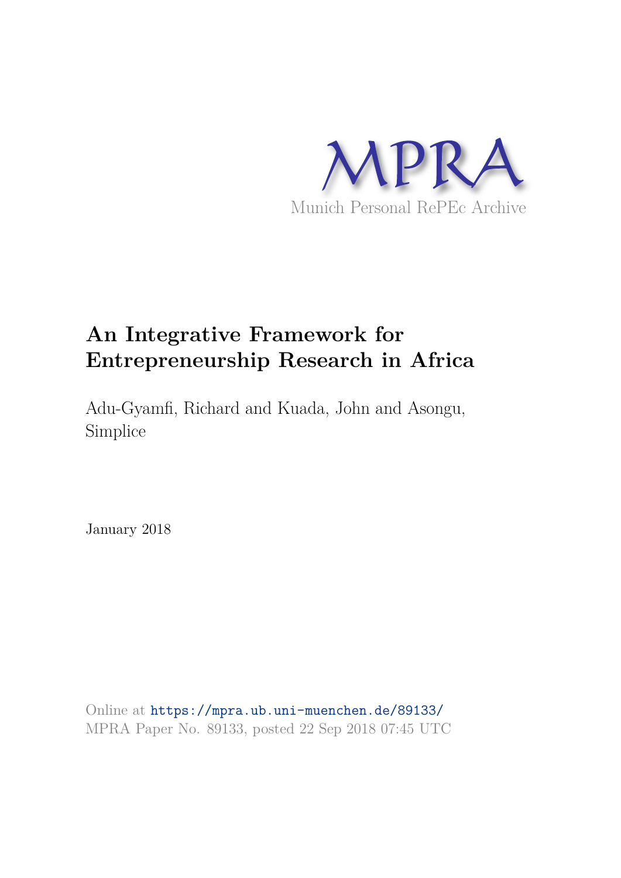MPRA

Munich Personal RePEc Archive

# An Integrative Framework for Entrepreneurship Research in Africa

Adu-Gyamfi, Richard and Kuada, John and Asongu, Simplice

January 2018

Online at https://mpra.ub.uni-muenchen.de/89133/
MPRA Paper No. 89133, posted 22 Sep 2018 07:45 UTC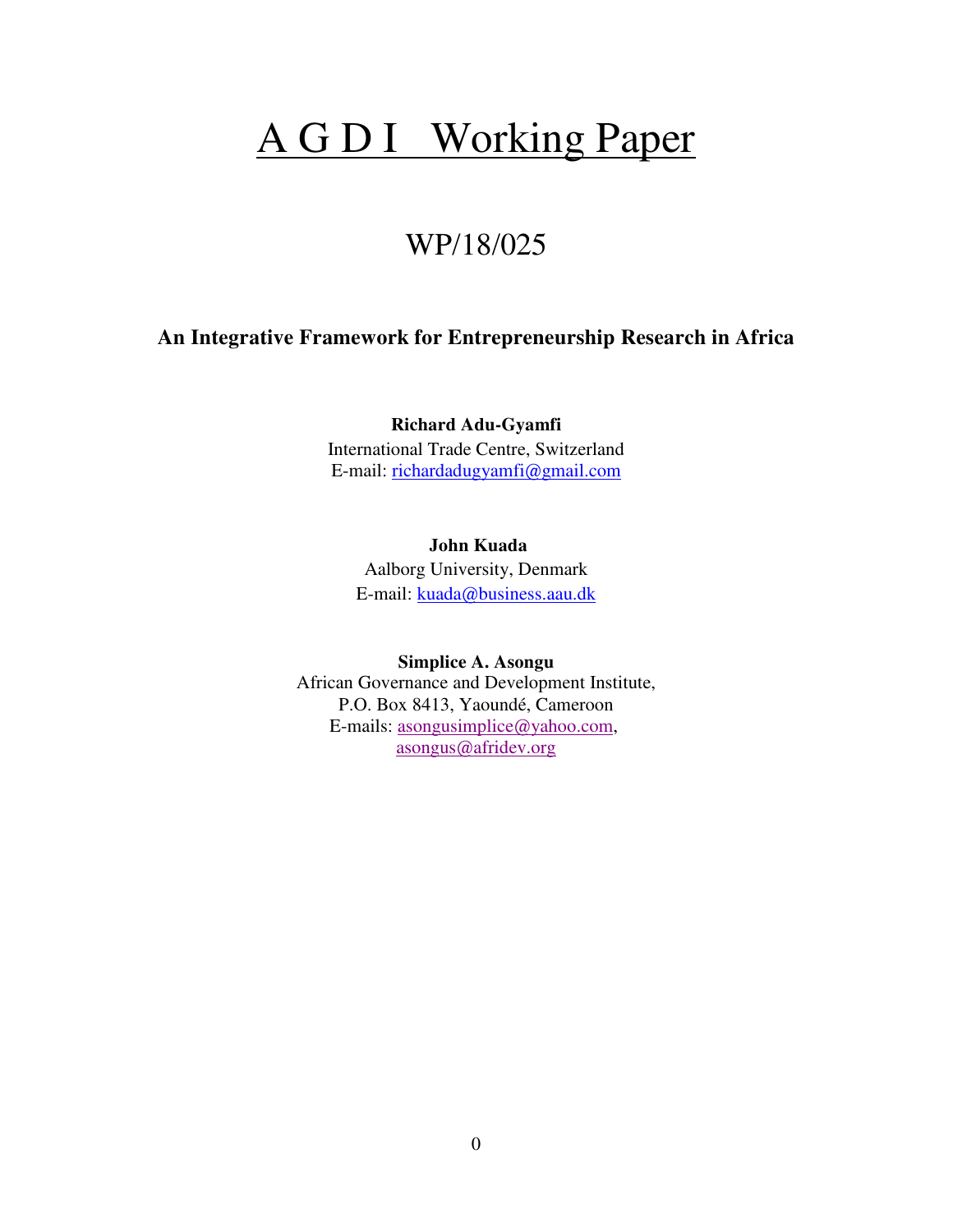# A G D I Working Paper

## WP/18/025

### An Integrative Framework for Entrepreneurship Research in Africa

**Richard Adu-Gyamfi**
International Trade Centre, Switzerland
E-mail: richardadugyamfi@gmail.com

**John Kuada**
Aalborg University, Denmark
E-mail: kuada@business.aau.dk

**Simplice A. Asongu**
African Governance and Development Institute,
P.O. Box 8413, Yaoundé, Cameroon
E-mails: asongusimplice@yahoo.com,
asongus@afridev.org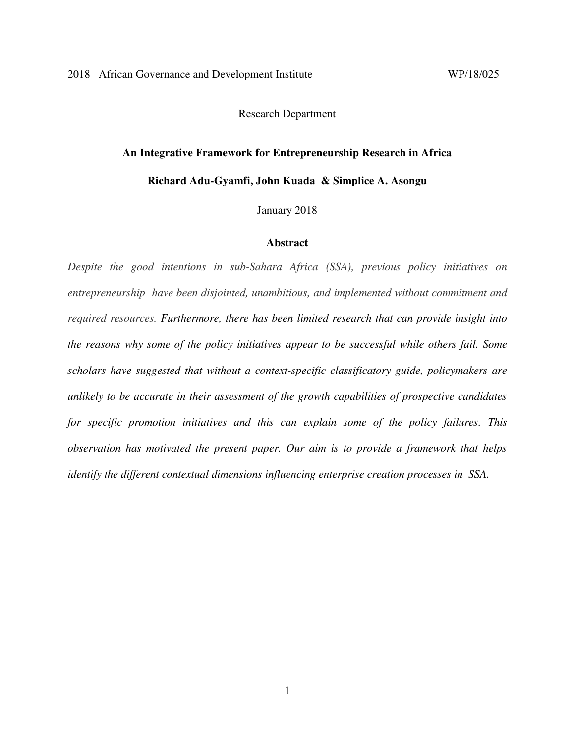2018 African Governance and Development Institute WP/18/025

Research Department

**An Integrative Framework for Entrepreneurship Research in Africa**

**Richard Adu-Gyamfi, John Kuada & Simplice A. Asongu**

January 2018

**Abstract**

*Despite the good intentions in sub-Sahara Africa (SSA), previous policy initiatives on entrepreneurship have been disjointed, unambitious, and implemented without commitment and required resources. Furthermore, there has been limited research that can provide insight into the reasons why some of the policy initiatives appear to be successful while others fail. Some scholars have suggested that without a context-specific classificatory guide, policymakers are unlikely to be accurate in their assessment of the growth capabilities of prospective candidates for specific promotion initiatives and this can explain some of the policy failures. This observation has motivated the present paper. Our aim is to provide a framework that helps identify the different contextual dimensions influencing enterprise creation processes in SSA.*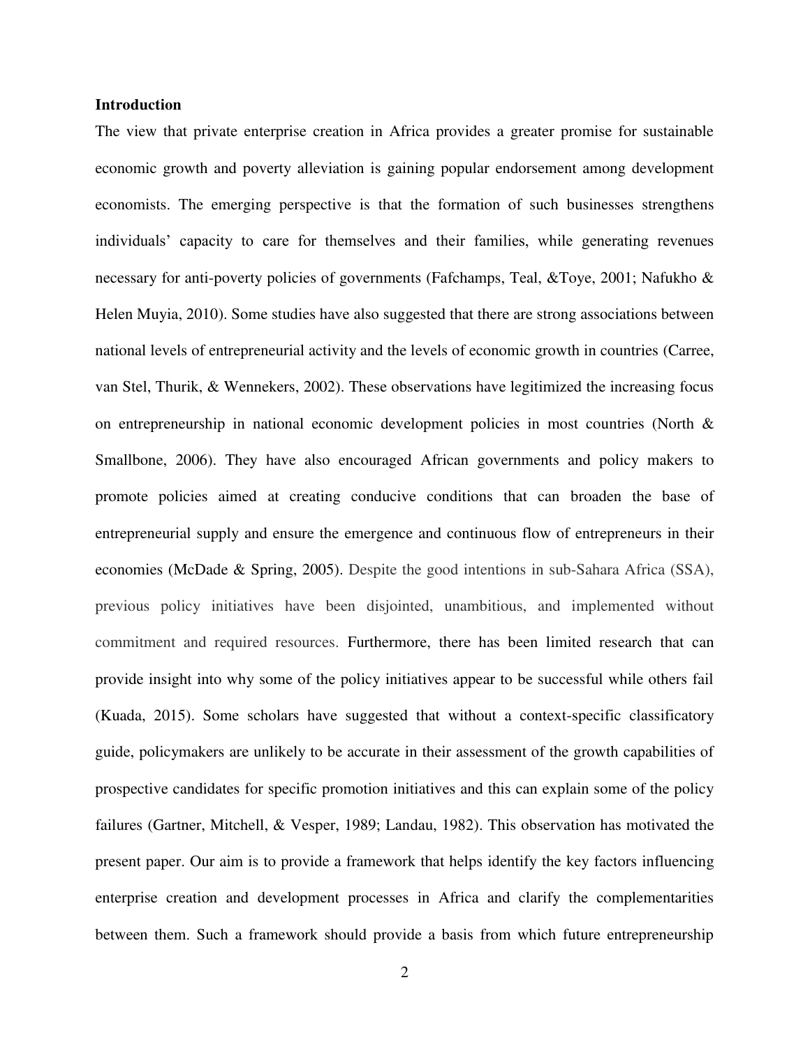**Introduction**

The view that private enterprise creation in Africa provides a greater promise for sustainable economic growth and poverty alleviation is gaining popular endorsement among development economists. The emerging perspective is that the formation of such businesses strengthens individuals' capacity to care for themselves and their families, while generating revenues necessary for anti-poverty policies of governments (Fafchamps, Teal, &Toye, 2001; Nafukho & Helen Muyia, 2010). Some studies have also suggested that there are strong associations between national levels of entrepreneurial activity and the levels of economic growth in countries (Carree, van Stel, Thurik, & Wennekers, 2002). These observations have legitimized the increasing focus on entrepreneurship in national economic development policies in most countries (North & Smallbone, 2006). They have also encouraged African governments and policy makers to promote policies aimed at creating conducive conditions that can broaden the base of entrepreneurial supply and ensure the emergence and continuous flow of entrepreneurs in their economies (McDade & Spring, 2005). Despite the good intentions in sub-Sahara Africa (SSA), previous policy initiatives have been disjointed, unambitious, and implemented without commitment and required resources. Furthermore, there has been limited research that can provide insight into why some of the policy initiatives appear to be successful while others fail (Kuada, 2015). Some scholars have suggested that without a context-specific classificatory guide, policymakers are unlikely to be accurate in their assessment of the growth capabilities of prospective candidates for specific promotion initiatives and this can explain some of the policy failures (Gartner, Mitchell, & Vesper, 1989; Landau, 1982). This observation has motivated the present paper. Our aim is to provide a framework that helps identify the key factors influencing enterprise creation and development processes in Africa and clarify the complementarities between them. Such a framework should provide a basis from which future entrepreneurship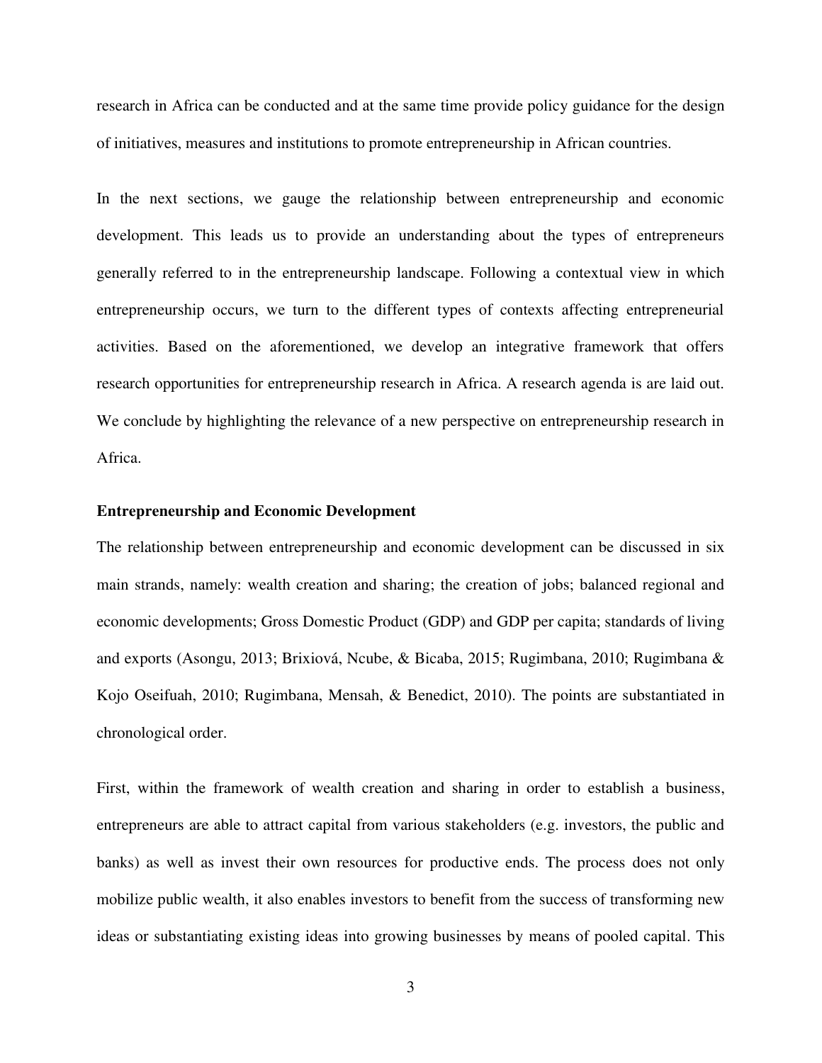research in Africa can be conducted and at the same time provide policy guidance for the design of initiatives, measures and institutions to promote entrepreneurship in African countries.

In the next sections, we gauge the relationship between entrepreneurship and economic development. This leads us to provide an understanding about the types of entrepreneurs generally referred to in the entrepreneurship landscape. Following a contextual view in which entrepreneurship occurs, we turn to the different types of contexts affecting entrepreneurial activities. Based on the aforementioned, we develop an integrative framework that offers research opportunities for entrepreneurship research in Africa. A research agenda is are laid out. We conclude by highlighting the relevance of a new perspective on entrepreneurship research in Africa.

**Entrepreneurship and Economic Development**

The relationship between entrepreneurship and economic development can be discussed in six main strands, namely: wealth creation and sharing; the creation of jobs; balanced regional and economic developments; Gross Domestic Product (GDP) and GDP per capita; standards of living and exports (Asongu, 2013; Brixiová, Ncube, & Bicaba, 2015; Rugimbana, 2010; Rugimbana & Kojo Oseifuah, 2010; Rugimbana, Mensah, & Benedict, 2010). The points are substantiated in chronological order.

First, within the framework of wealth creation and sharing in order to establish a business, entrepreneurs are able to attract capital from various stakeholders (e.g. investors, the public and banks) as well as invest their own resources for productive ends. The process does not only mobilize public wealth, it also enables investors to benefit from the success of transforming new ideas or substantiating existing ideas into growing businesses by means of pooled capital. This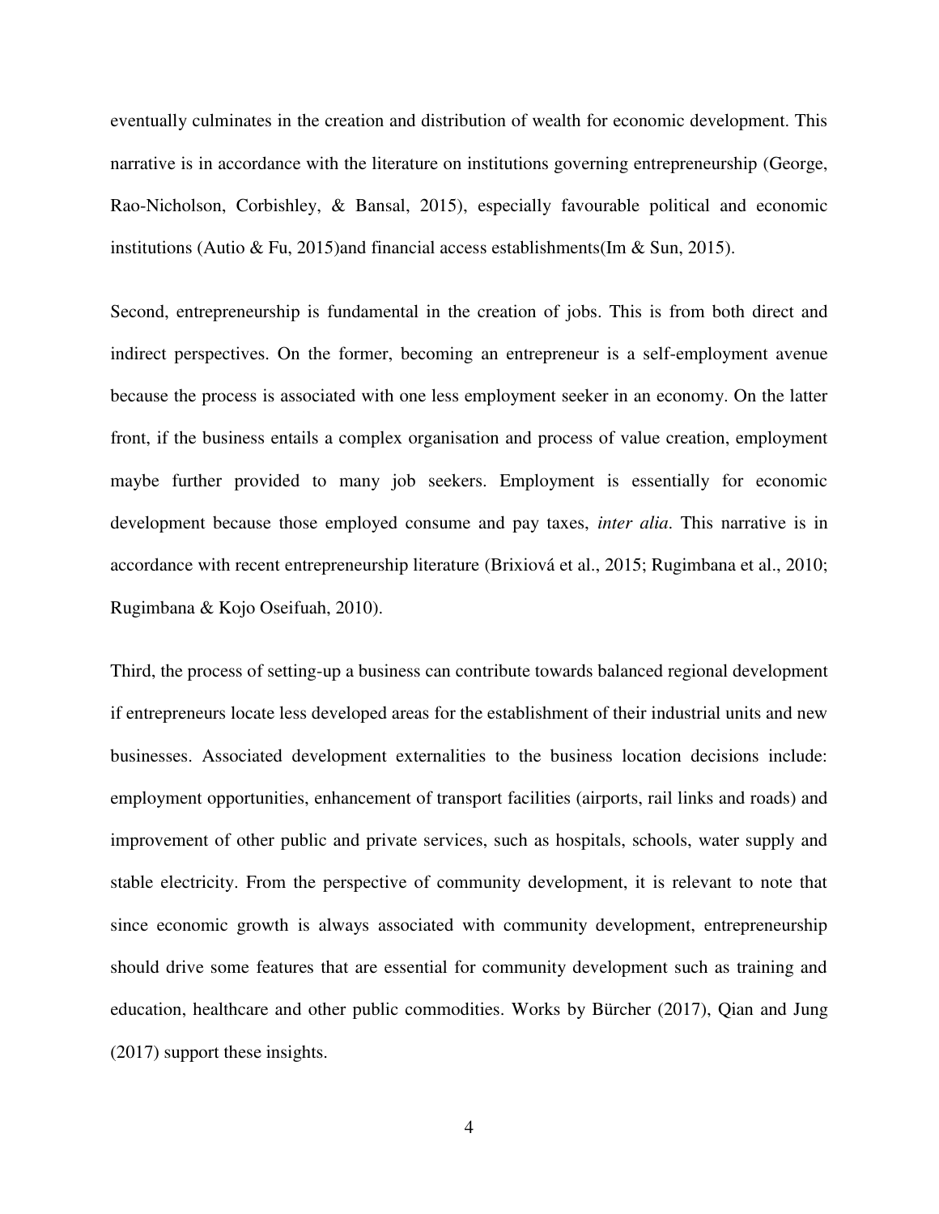eventually culminates in the creation and distribution of wealth for economic development. This narrative is in accordance with the literature on institutions governing entrepreneurship (George, Rao-Nicholson, Corbishley, & Bansal, 2015), especially favourable political and economic institutions (Autio & Fu, 2015)and financial access establishments(Im & Sun, 2015).

Second, entrepreneurship is fundamental in the creation of jobs. This is from both direct and indirect perspectives. On the former, becoming an entrepreneur is a self-employment avenue because the process is associated with one less employment seeker in an economy. On the latter front, if the business entails a complex organisation and process of value creation, employment maybe further provided to many job seekers. Employment is essentially for economic development because those employed consume and pay taxes, *inter alia*. This narrative is in accordance with recent entrepreneurship literature (Brixiová et al., 2015; Rugimbana et al., 2010; Rugimbana & Kojo Oseifuah, 2010).

Third, the process of setting-up a business can contribute towards balanced regional development if entrepreneurs locate less developed areas for the establishment of their industrial units and new businesses. Associated development externalities to the business location decisions include: employment opportunities, enhancement of transport facilities (airports, rail links and roads) and improvement of other public and private services, such as hospitals, schools, water supply and stable electricity. From the perspective of community development, it is relevant to note that since economic growth is always associated with community development, entrepreneurship should drive some features that are essential for community development such as training and education, healthcare and other public commodities. Works by Bürcher (2017), Qian and Jung (2017) support these insights.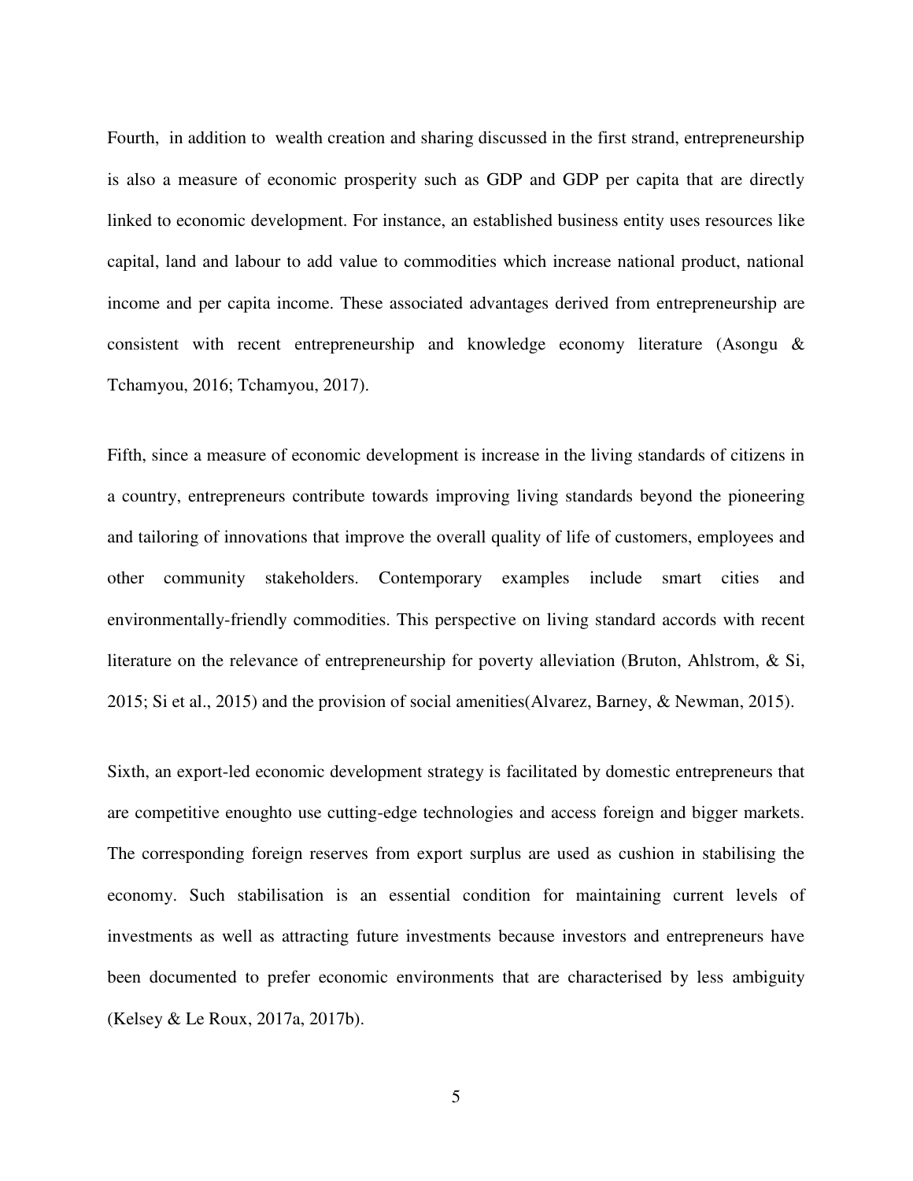Fourth, in addition to wealth creation and sharing discussed in the first strand, entrepreneurship is also a measure of economic prosperity such as GDP and GDP per capita that are directly linked to economic development. For instance, an established business entity uses resources like capital, land and labour to add value to commodities which increase national product, national income and per capita income. These associated advantages derived from entrepreneurship are consistent with recent entrepreneurship and knowledge economy literature (Asongu & Tchamyou, 2016; Tchamyou, 2017).

Fifth, since a measure of economic development is increase in the living standards of citizens in a country, entrepreneurs contribute towards improving living standards beyond the pioneering and tailoring of innovations that improve the overall quality of life of customers, employees and other community stakeholders. Contemporary examples include smart cities and environmentally-friendly commodities. This perspective on living standard accords with recent literature on the relevance of entrepreneurship for poverty alleviation (Bruton, Ahlstrom, & Si, 2015; Si et al., 2015) and the provision of social amenities(Alvarez, Barney, & Newman, 2015).

Sixth, an export-led economic development strategy is facilitated by domestic entrepreneurs that are competitive enoughto use cutting-edge technologies and access foreign and bigger markets. The corresponding foreign reserves from export surplus are used as cushion in stabilising the economy. Such stabilisation is an essential condition for maintaining current levels of investments as well as attracting future investments because investors and entrepreneurs have been documented to prefer economic environments that are characterised by less ambiguity (Kelsey & Le Roux, 2017a, 2017b).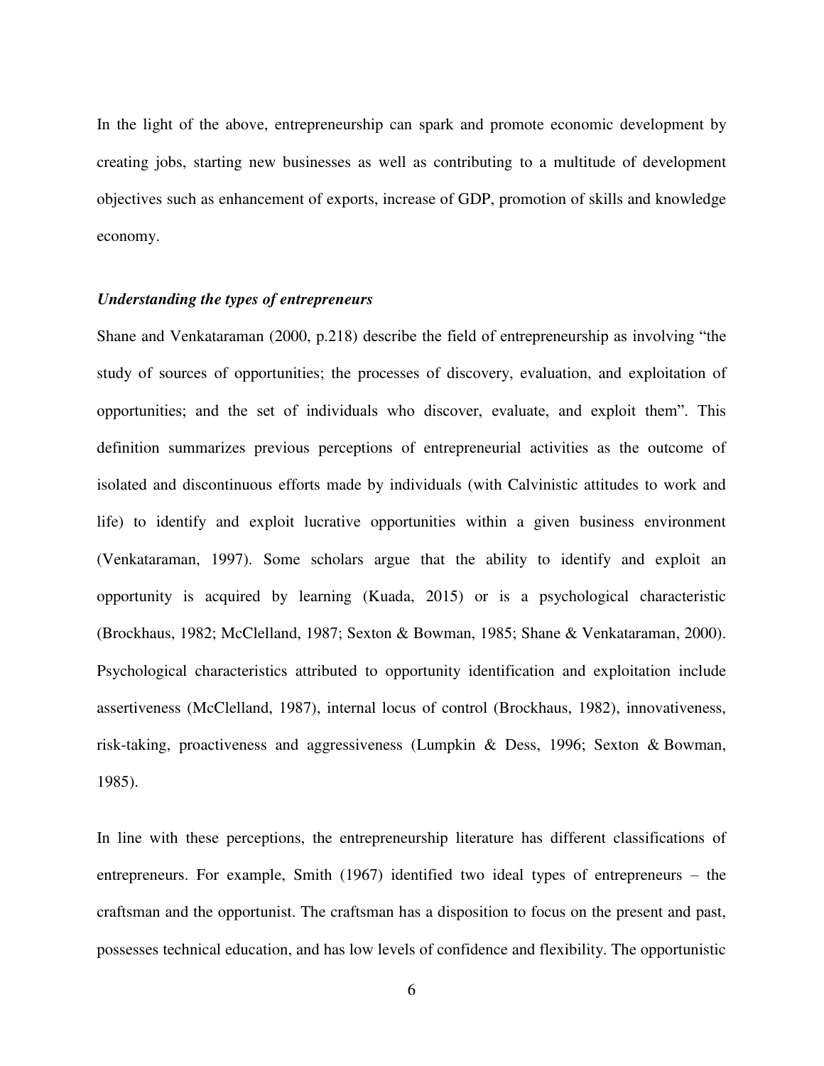In the light of the above, entrepreneurship can spark and promote economic development by creating jobs, starting new businesses as well as contributing to a multitude of development objectives such as enhancement of exports, increase of GDP, promotion of skills and knowledge economy.

***Understanding the types of entrepreneurs***

Shane and Venkataraman (2000, p.218) describe the field of entrepreneurship as involving "the study of sources of opportunities; the processes of discovery, evaluation, and exploitation of opportunities; and the set of individuals who discover, evaluate, and exploit them". This definition summarizes previous perceptions of entrepreneurial activities as the outcome of isolated and discontinuous efforts made by individuals (with Calvinistic attitudes to work and life) to identify and exploit lucrative opportunities within a given business environment (Venkataraman, 1997). Some scholars argue that the ability to identify and exploit an opportunity is acquired by learning (Kuada, 2015) or is a psychological characteristic (Brockhaus, 1982; McClelland, 1987; Sexton & Bowman, 1985; Shane & Venkataraman, 2000). Psychological characteristics attributed to opportunity identification and exploitation include assertiveness (McClelland, 1987), internal locus of control (Brockhaus, 1982), innovativeness, risk-taking, proactiveness and aggressiveness (Lumpkin & Dess, 1996; Sexton & Bowman, 1985).

In line with these perceptions, the entrepreneurship literature has different classifications of entrepreneurs. For example, Smith (1967) identified two ideal types of entrepreneurs – the craftsman and the opportunist. The craftsman has a disposition to focus on the present and past, possesses technical education, and has low levels of confidence and flexibility. The opportunistic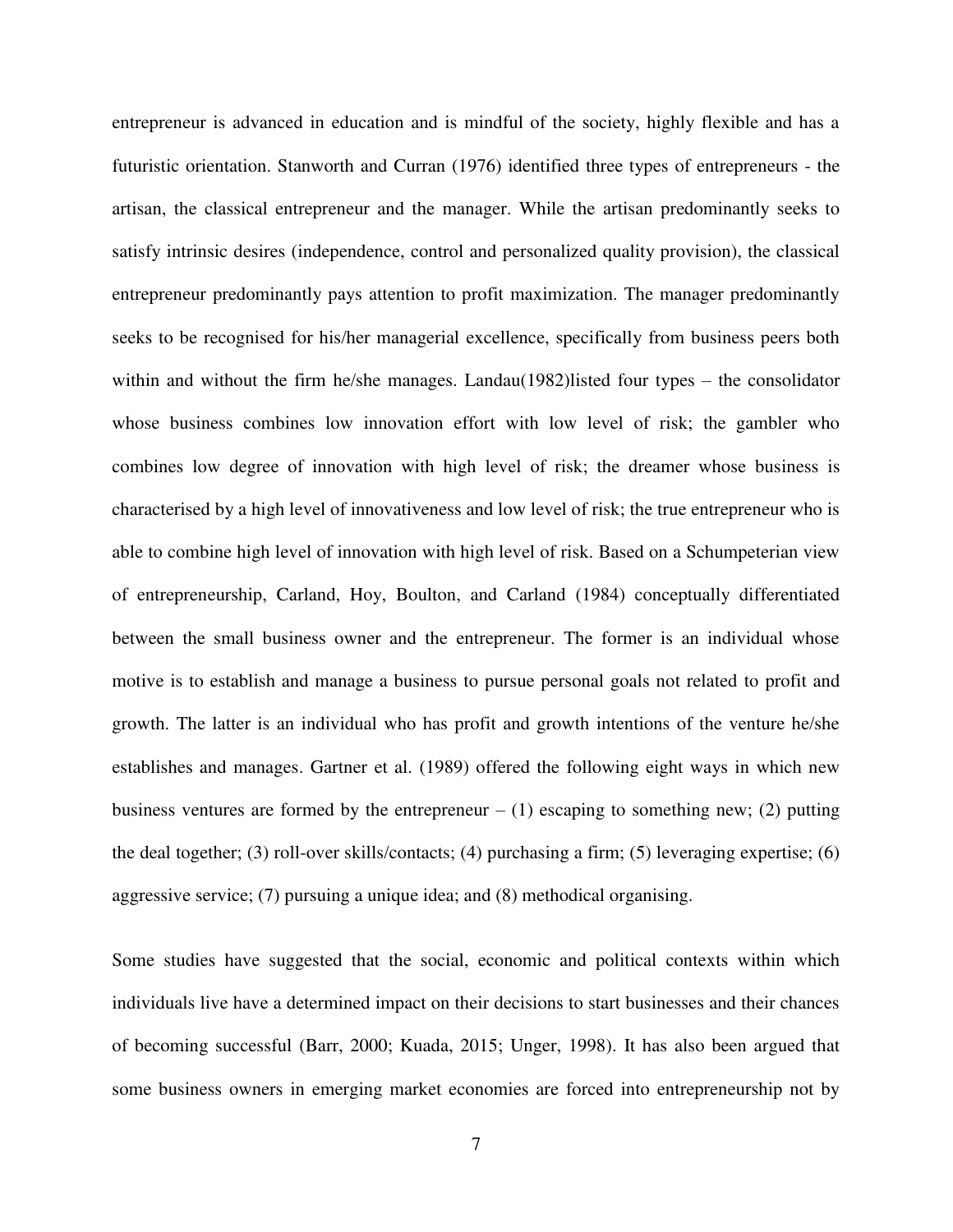entrepreneur is advanced in education and is mindful of the society, highly flexible and has a futuristic orientation. Stanworth and Curran (1976) identified three types of entrepreneurs - the artisan, the classical entrepreneur and the manager. While the artisan predominantly seeks to satisfy intrinsic desires (independence, control and personalized quality provision), the classical entrepreneur predominantly pays attention to profit maximization. The manager predominantly seeks to be recognised for his/her managerial excellence, specifically from business peers both within and without the firm he/she manages. Landau(1982)listed four types – the consolidator whose business combines low innovation effort with low level of risk; the gambler who combines low degree of innovation with high level of risk; the dreamer whose business is characterised by a high level of innovativeness and low level of risk; the true entrepreneur who is able to combine high level of innovation with high level of risk. Based on a Schumpeterian view of entrepreneurship, Carland, Hoy, Boulton, and Carland (1984) conceptually differentiated between the small business owner and the entrepreneur. The former is an individual whose motive is to establish and manage a business to pursue personal goals not related to profit and growth. The latter is an individual who has profit and growth intentions of the venture he/she establishes and manages. Gartner et al. (1989) offered the following eight ways in which new business ventures are formed by the entrepreneur – (1) escaping to something new; (2) putting the deal together; (3) roll-over skills/contacts; (4) purchasing a firm; (5) leveraging expertise; (6) aggressive service; (7) pursuing a unique idea; and (8) methodical organising.

Some studies have suggested that the social, economic and political contexts within which individuals live have a determined impact on their decisions to start businesses and their chances of becoming successful (Barr, 2000; Kuada, 2015; Unger, 1998). It has also been argued that some business owners in emerging market economies are forced into entrepreneurship not by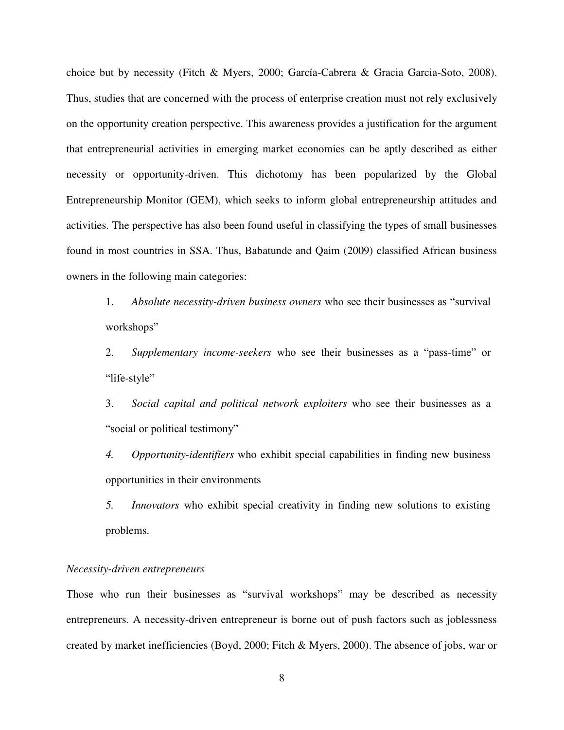choice but by necessity (Fitch & Myers, 2000; García-Cabrera & Gracia Garcia-Soto, 2008). Thus, studies that are concerned with the process of enterprise creation must not rely exclusively on the opportunity creation perspective. This awareness provides a justification for the argument that entrepreneurial activities in emerging market economies can be aptly described as either necessity or opportunity-driven. This dichotomy has been popularized by the Global Entrepreneurship Monitor (GEM), which seeks to inform global entrepreneurship attitudes and activities. The perspective has also been found useful in classifying the types of small businesses found in most countries in SSA. Thus, Babatunde and Qaim (2009) classified African business owners in the following main categories:

1. *Absolute necessity-driven business owners* who see their businesses as "survival workshops"
2. *Supplementary income-seekers* who see their businesses as a "pass-time" or "life-style"
3. *Social capital and political network exploiters* who see their businesses as a "social or political testimony"
4. *Opportunity-identifiers* who exhibit special capabilities in finding new business opportunities in their environments
5. *Innovators* who exhibit special creativity in finding new solutions to existing problems.

*Necessity-driven entrepreneurs*

Those who run their businesses as "survival workshops" may be described as necessity entrepreneurs. A necessity-driven entrepreneur is borne out of push factors such as joblessness created by market inefficiencies (Boyd, 2000; Fitch & Myers, 2000). The absence of jobs, war or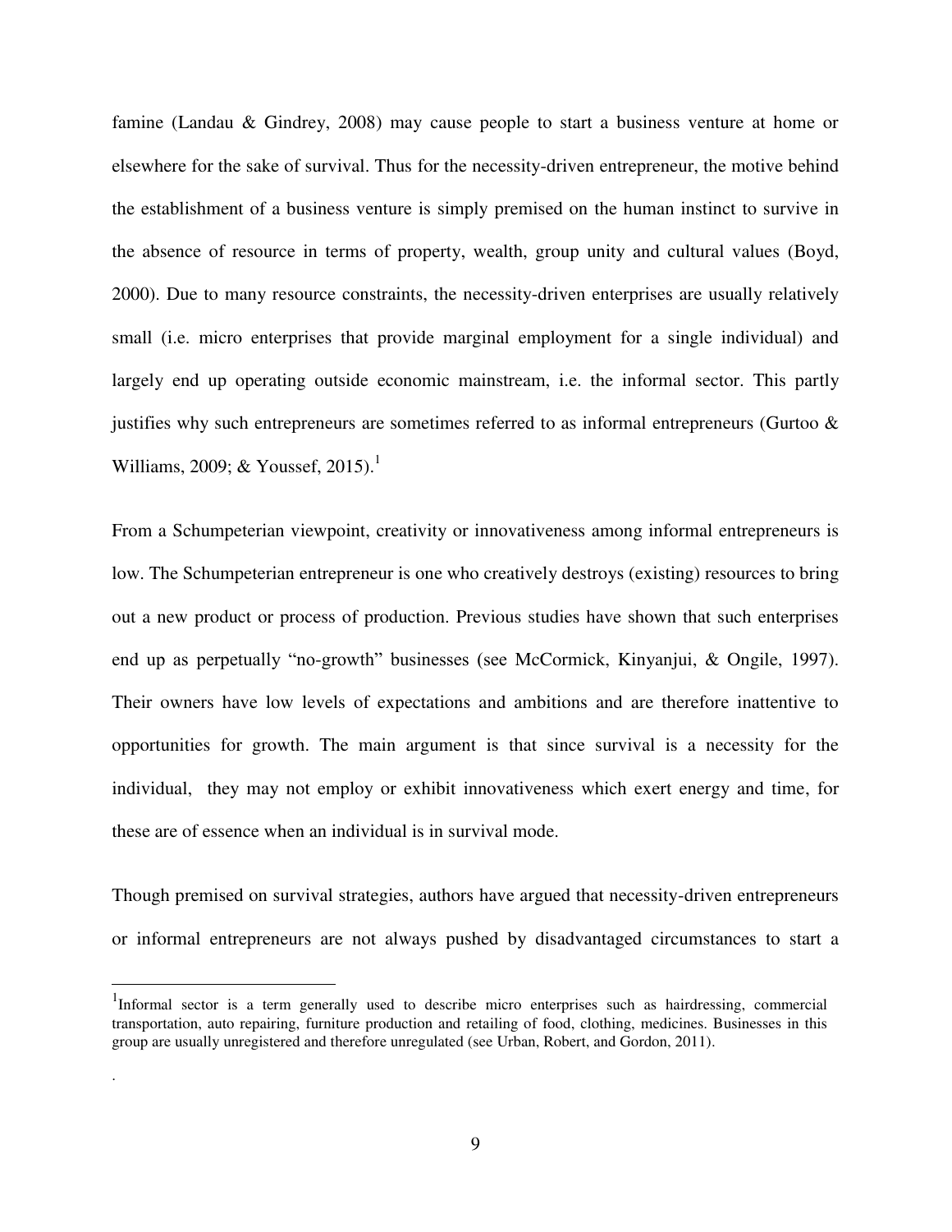famine (Landau & Gindrey, 2008) may cause people to start a business venture at home or elsewhere for the sake of survival. Thus for the necessity-driven entrepreneur, the motive behind the establishment of a business venture is simply premised on the human instinct to survive in the absence of resource in terms of property, wealth, group unity and cultural values (Boyd, 2000). Due to many resource constraints, the necessity-driven enterprises are usually relatively small (i.e. micro enterprises that provide marginal employment for a single individual) and largely end up operating outside economic mainstream, i.e. the informal sector. This partly justifies why such entrepreneurs are sometimes referred to as informal entrepreneurs (Gurtoo & Williams, 2009; & Youssef, 2015).[1]

From a Schumpeterian viewpoint, creativity or innovativeness among informal entrepreneurs is low. The Schumpeterian entrepreneur is one who creatively destroys (existing) resources to bring out a new product or process of production. Previous studies have shown that such enterprises end up as perpetually "no-growth" businesses (see McCormick, Kinyanjui, & Ongile, 1997). Their owners have low levels of expectations and ambitions and are therefore inattentive to opportunities for growth. The main argument is that since survival is a necessity for the individual, they may not employ or exhibit innovativeness which exert energy and time, for these are of essence when an individual is in survival mode.

Though premised on survival strategies, authors have argued that necessity-driven entrepreneurs or informal entrepreneurs are not always pushed by disadvantaged circumstances to start a

---

[1] Informal sector is a term generally used to describe micro enterprises such as hairdressing, commercial transportation, auto repairing, furniture production and retailing of food, clothing, medicines. Businesses in this group are usually unregistered and therefore unregulated (see Urban, Robert, and Gordon, 2011).

.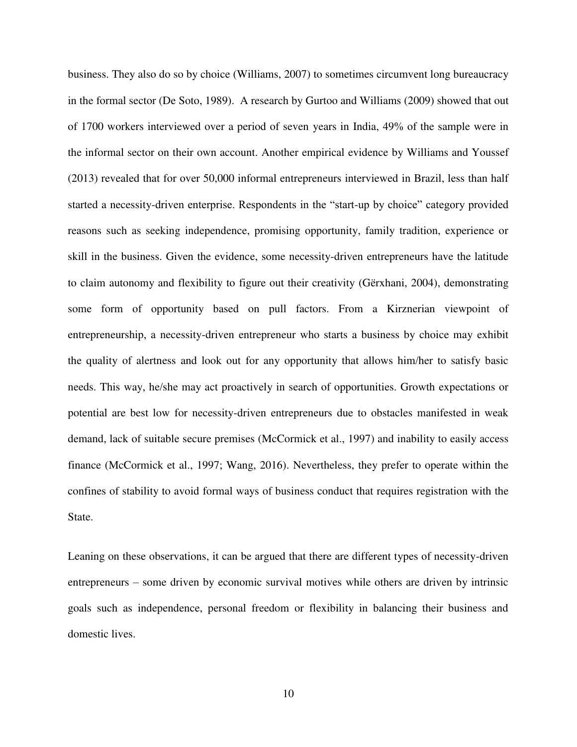business. They also do so by choice (Williams, 2007) to sometimes circumvent long bureaucracy in the formal sector (De Soto, 1989). A research by Gurtoo and Williams (2009) showed that out of 1700 workers interviewed over a period of seven years in India, 49% of the sample were in the informal sector on their own account. Another empirical evidence by Williams and Youssef (2013) revealed that for over 50,000 informal entrepreneurs interviewed in Brazil, less than half started a necessity-driven enterprise. Respondents in the "start-up by choice" category provided reasons such as seeking independence, promising opportunity, family tradition, experience or skill in the business. Given the evidence, some necessity-driven entrepreneurs have the latitude to claim autonomy and flexibility to figure out their creativity (Gërxhani, 2004), demonstrating some form of opportunity based on pull factors. From a Kirznerian viewpoint of entrepreneurship, a necessity-driven entrepreneur who starts a business by choice may exhibit the quality of alertness and look out for any opportunity that allows him/her to satisfy basic needs. This way, he/she may act proactively in search of opportunities. Growth expectations or potential are best low for necessity-driven entrepreneurs due to obstacles manifested in weak demand, lack of suitable secure premises (McCormick et al., 1997) and inability to easily access finance (McCormick et al., 1997; Wang, 2016). Nevertheless, they prefer to operate within the confines of stability to avoid formal ways of business conduct that requires registration with the State.

Leaning on these observations, it can be argued that there are different types of necessity-driven entrepreneurs – some driven by economic survival motives while others are driven by intrinsic goals such as independence, personal freedom or flexibility in balancing their business and domestic lives.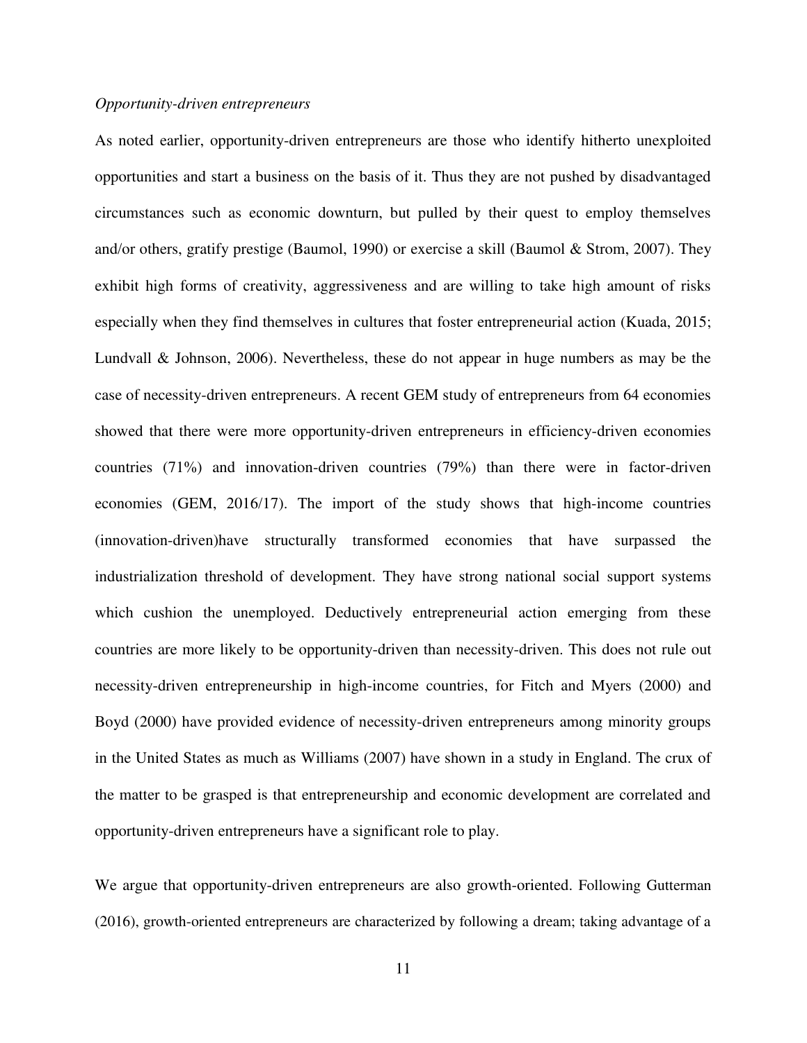*Opportunity-driven entrepreneurs*

As noted earlier, opportunity-driven entrepreneurs are those who identify hitherto unexploited opportunities and start a business on the basis of it. Thus they are not pushed by disadvantaged circumstances such as economic downturn, but pulled by their quest to employ themselves and/or others, gratify prestige (Baumol, 1990) or exercise a skill (Baumol & Strom, 2007). They exhibit high forms of creativity, aggressiveness and are willing to take high amount of risks especially when they find themselves in cultures that foster entrepreneurial action (Kuada, 2015; Lundvall & Johnson, 2006). Nevertheless, these do not appear in huge numbers as may be the case of necessity-driven entrepreneurs. A recent GEM study of entrepreneurs from 64 economies showed that there were more opportunity-driven entrepreneurs in efficiency-driven economies countries (71%) and innovation-driven countries (79%) than there were in factor-driven economies (GEM, 2016/17). The import of the study shows that high-income countries (innovation-driven)have structurally transformed economies that have surpassed the industrialization threshold of development. They have strong national social support systems which cushion the unemployed. Deductively entrepreneurial action emerging from these countries are more likely to be opportunity-driven than necessity-driven. This does not rule out necessity-driven entrepreneurship in high-income countries, for Fitch and Myers (2000) and Boyd (2000) have provided evidence of necessity-driven entrepreneurs among minority groups in the United States as much as Williams (2007) have shown in a study in England. The crux of the matter to be grasped is that entrepreneurship and economic development are correlated and opportunity-driven entrepreneurs have a significant role to play.

We argue that opportunity-driven entrepreneurs are also growth-oriented. Following Gutterman (2016), growth-oriented entrepreneurs are characterized by following a dream; taking advantage of a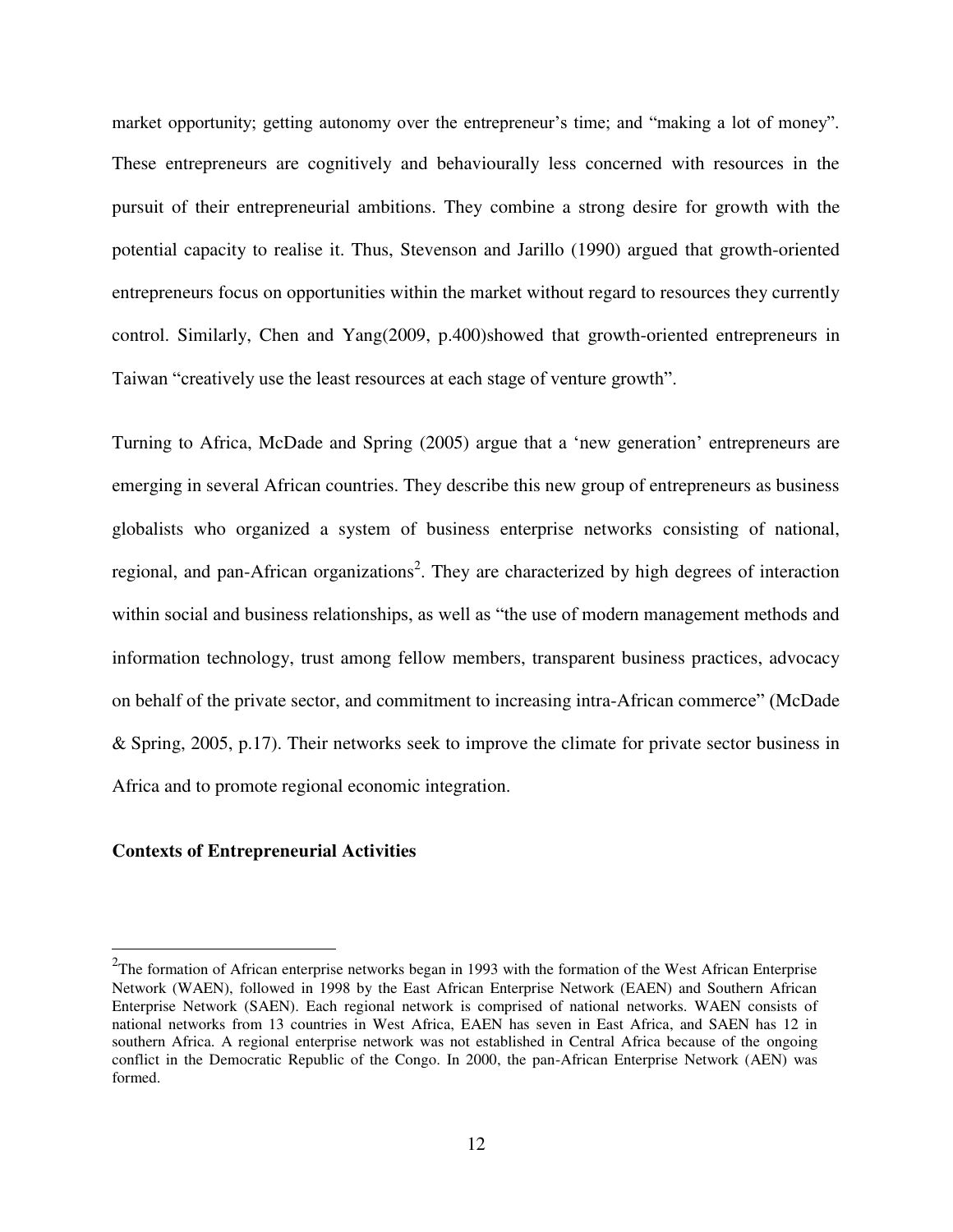market opportunity; getting autonomy over the entrepreneur's time; and "making a lot of money". These entrepreneurs are cognitively and behaviourally less concerned with resources in the pursuit of their entrepreneurial ambitions. They combine a strong desire for growth with the potential capacity to realise it. Thus, Stevenson and Jarillo (1990) argued that growth-oriented entrepreneurs focus on opportunities within the market without regard to resources they currently control. Similarly, Chen and Yang(2009, p.400)showed that growth-oriented entrepreneurs in Taiwan "creatively use the least resources at each stage of venture growth".

Turning to Africa, McDade and Spring (2005) argue that a 'new generation' entrepreneurs are emerging in several African countries. They describe this new group of entrepreneurs as business globalists who organized a system of business enterprise networks consisting of national, regional, and pan-African organizations[2]. They are characterized by high degrees of interaction within social and business relationships, as well as "the use of modern management methods and information technology, trust among fellow members, transparent business practices, advocacy on behalf of the private sector, and commitment to increasing intra-African commerce" (McDade & Spring, 2005, p.17). Their networks seek to improve the climate for private sector business in Africa and to promote regional economic integration.

**Contexts of Entrepreneurial Activities**

---

[2] The formation of African enterprise networks began in 1993 with the formation of the West African Enterprise Network (WAEN), followed in 1998 by the East African Enterprise Network (EAEN) and Southern African Enterprise Network (SAEN). Each regional network is comprised of national networks. WAEN consists of national networks from 13 countries in West Africa, EAEN has seven in East Africa, and SAEN has 12 in southern Africa. A regional enterprise network was not established in Central Africa because of the ongoing conflict in the Democratic Republic of the Congo. In 2000, the pan-African Enterprise Network (AEN) was formed.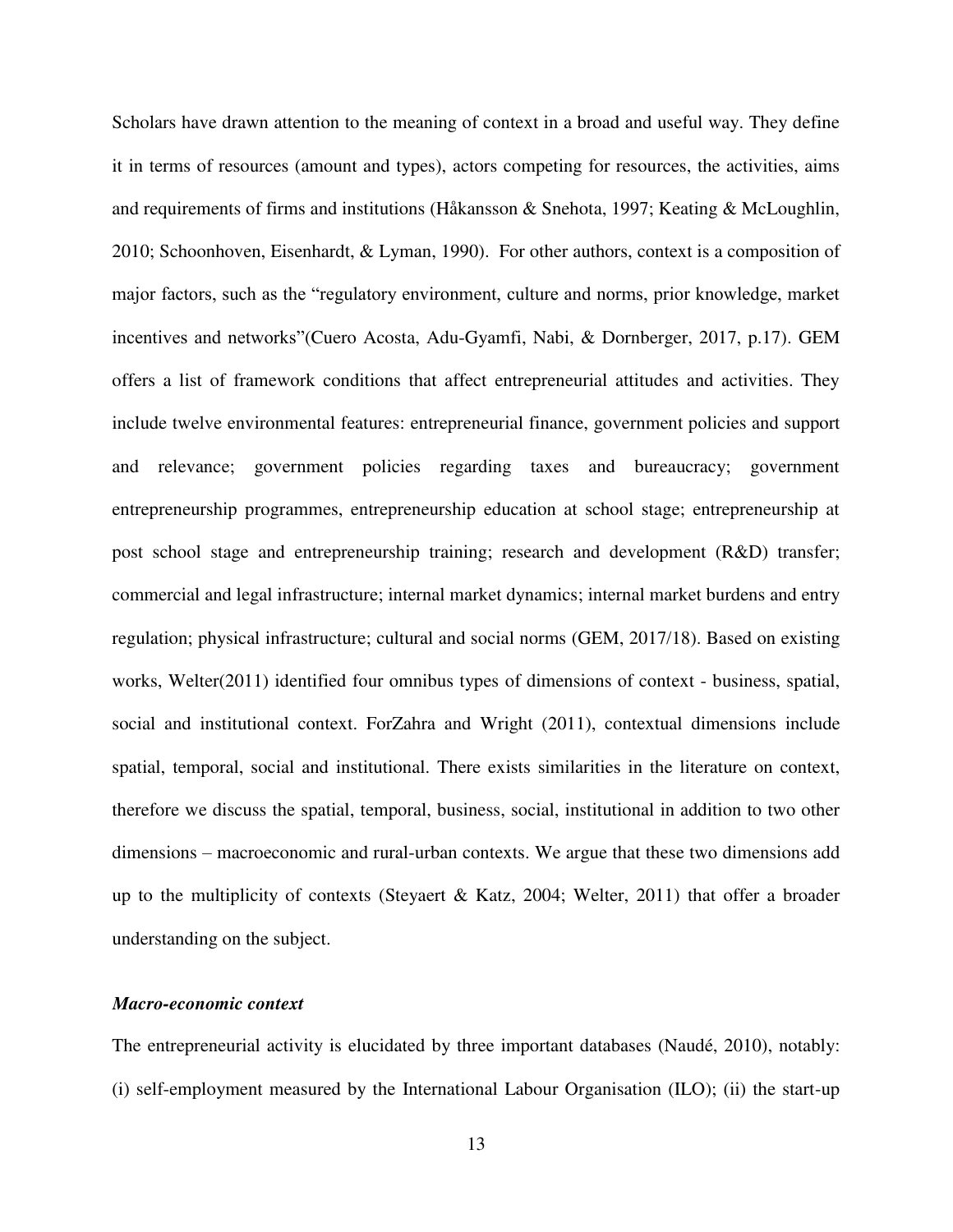Scholars have drawn attention to the meaning of context in a broad and useful way. They define it in terms of resources (amount and types), actors competing for resources, the activities, aims and requirements of firms and institutions (Håkansson & Snehota, 1997; Keating & McLoughlin, 2010; Schoonhoven, Eisenhardt, & Lyman, 1990). For other authors, context is a composition of major factors, such as the "regulatory environment, culture and norms, prior knowledge, market incentives and networks"(Cuero Acosta, Adu-Gyamfi, Nabi, & Dornberger, 2017, p.17). GEM offers a list of framework conditions that affect entrepreneurial attitudes and activities. They include twelve environmental features: entrepreneurial finance, government policies and support and relevance; government policies regarding taxes and bureaucracy; government entrepreneurship programmes, entrepreneurship education at school stage; entrepreneurship at post school stage and entrepreneurship training; research and development (R&D) transfer; commercial and legal infrastructure; internal market dynamics; internal market burdens and entry regulation; physical infrastructure; cultural and social norms (GEM, 2017/18). Based on existing works, Welter(2011) identified four omnibus types of dimensions of context - business, spatial, social and institutional context. ForZahra and Wright (2011), contextual dimensions include spatial, temporal, social and institutional. There exists similarities in the literature on context, therefore we discuss the spatial, temporal, business, social, institutional in addition to two other dimensions – macroeconomic and rural-urban contexts. We argue that these two dimensions add up to the multiplicity of contexts (Steyaert & Katz, 2004; Welter, 2011) that offer a broader understanding on the subject.

***Macro-economic context***

The entrepreneurial activity is elucidated by three important databases (Naudé, 2010), notably: (i) self-employment measured by the International Labour Organisation (ILO); (ii) the start-up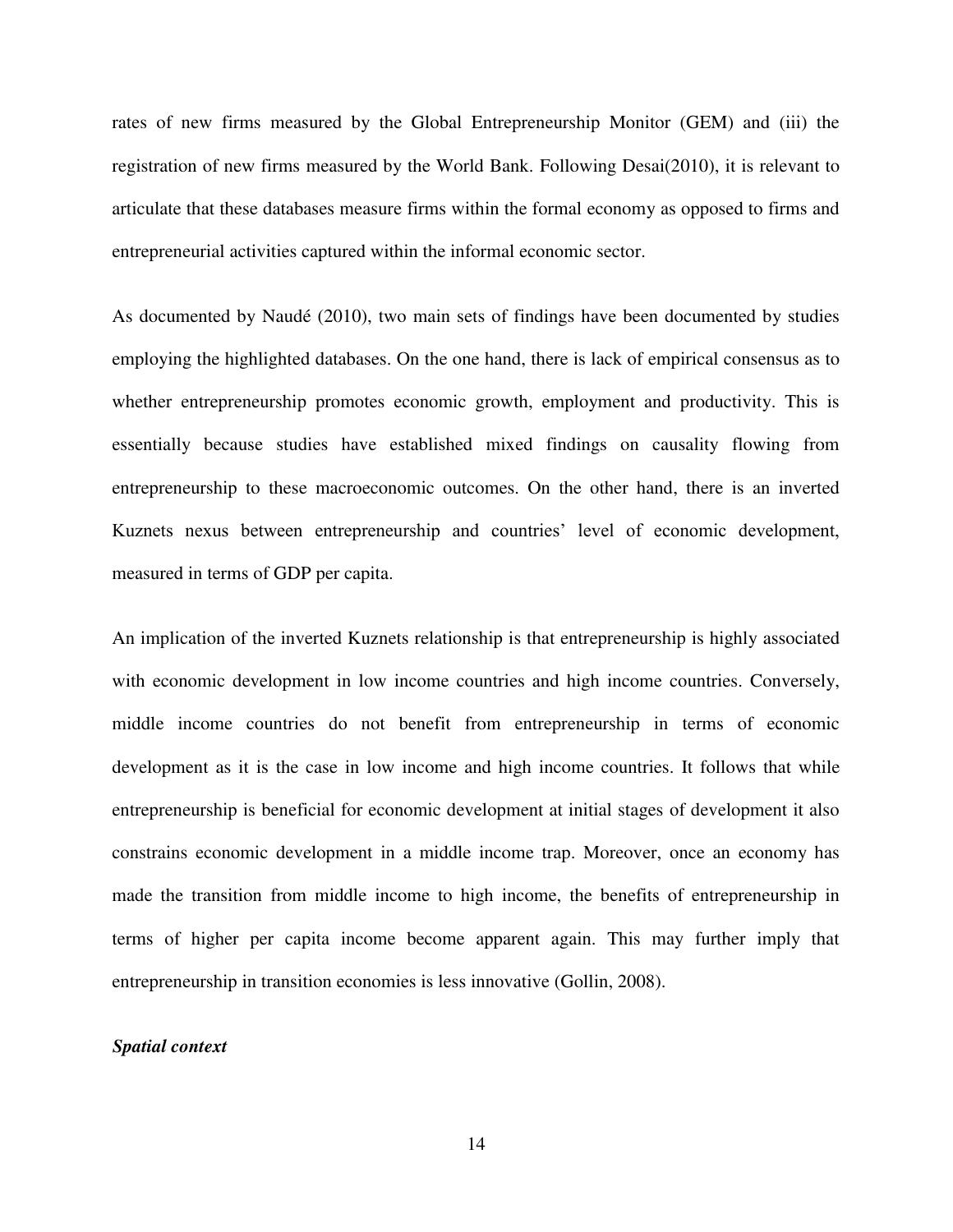rates of new firms measured by the Global Entrepreneurship Monitor (GEM) and (iii) the registration of new firms measured by the World Bank. Following Desai(2010), it is relevant to articulate that these databases measure firms within the formal economy as opposed to firms and entrepreneurial activities captured within the informal economic sector.

As documented by Naudé (2010), two main sets of findings have been documented by studies employing the highlighted databases. On the one hand, there is lack of empirical consensus as to whether entrepreneurship promotes economic growth, employment and productivity. This is essentially because studies have established mixed findings on causality flowing from entrepreneurship to these macroeconomic outcomes. On the other hand, there is an inverted Kuznets nexus between entrepreneurship and countries' level of economic development, measured in terms of GDP per capita.

An implication of the inverted Kuznets relationship is that entrepreneurship is highly associated with economic development in low income countries and high income countries. Conversely, middle income countries do not benefit from entrepreneurship in terms of economic development as it is the case in low income and high income countries. It follows that while entrepreneurship is beneficial for economic development at initial stages of development it also constrains economic development in a middle income trap. Moreover, once an economy has made the transition from middle income to high income, the benefits of entrepreneurship in terms of higher per capita income become apparent again. This may further imply that entrepreneurship in transition economies is less innovative (Gollin, 2008).

***Spatial context***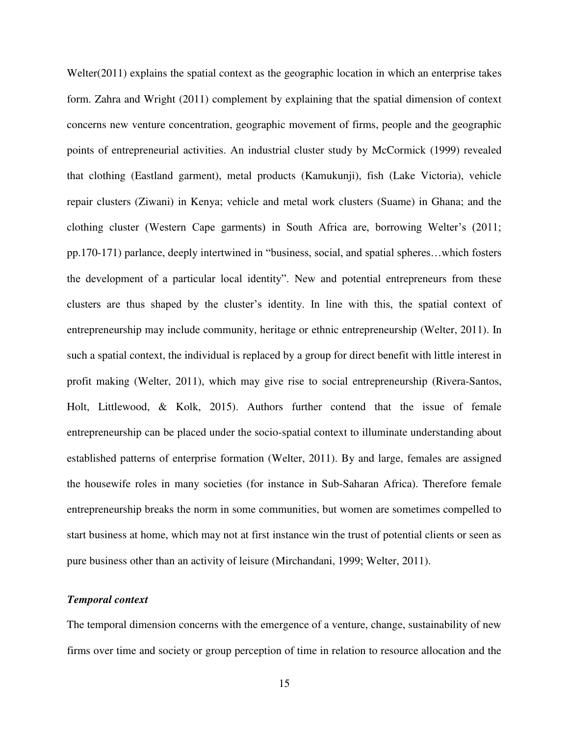Welter(2011) explains the spatial context as the geographic location in which an enterprise takes form. Zahra and Wright (2011) complement by explaining that the spatial dimension of context concerns new venture concentration, geographic movement of firms, people and the geographic points of entrepreneurial activities. An industrial cluster study by McCormick (1999) revealed that clothing (Eastland garment), metal products (Kamukunji), fish (Lake Victoria), vehicle repair clusters (Ziwani) in Kenya; vehicle and metal work clusters (Suame) in Ghana; and the clothing cluster (Western Cape garments) in South Africa are, borrowing Welter's (2011; pp.170-171) parlance, deeply intertwined in "business, social, and spatial spheres…which fosters the development of a particular local identity". New and potential entrepreneurs from these clusters are thus shaped by the cluster's identity. In line with this, the spatial context of entrepreneurship may include community, heritage or ethnic entrepreneurship (Welter, 2011). In such a spatial context, the individual is replaced by a group for direct benefit with little interest in profit making (Welter, 2011), which may give rise to social entrepreneurship (Rivera-Santos, Holt, Littlewood, & Kolk, 2015). Authors further contend that the issue of female entrepreneurship can be placed under the socio-spatial context to illuminate understanding about established patterns of enterprise formation (Welter, 2011). By and large, females are assigned the housewife roles in many societies (for instance in Sub-Saharan Africa). Therefore female entrepreneurship breaks the norm in some communities, but women are sometimes compelled to start business at home, which may not at first instance win the trust of potential clients or seen as pure business other than an activity of leisure (Mirchandani, 1999; Welter, 2011).

***Temporal context***

The temporal dimension concerns with the emergence of a venture, change, sustainability of new firms over time and society or group perception of time in relation to resource allocation and the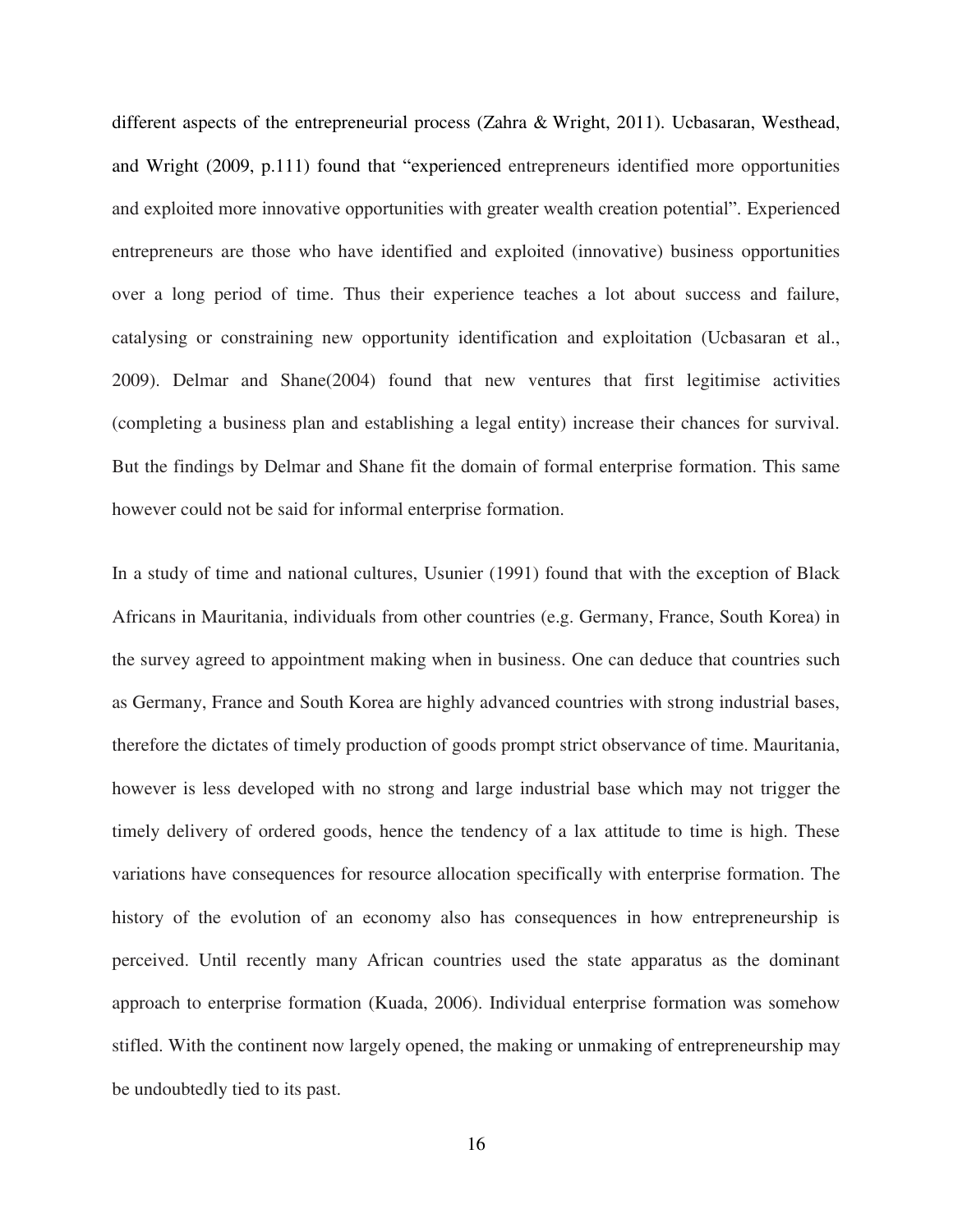different aspects of the entrepreneurial process (Zahra & Wright, 2011). Ucbasaran, Westhead, and Wright (2009, p.111) found that "experienced entrepreneurs identified more opportunities and exploited more innovative opportunities with greater wealth creation potential". Experienced entrepreneurs are those who have identified and exploited (innovative) business opportunities over a long period of time. Thus their experience teaches a lot about success and failure, catalysing or constraining new opportunity identification and exploitation (Ucbasaran et al., 2009). Delmar and Shane(2004) found that new ventures that first legitimise activities (completing a business plan and establishing a legal entity) increase their chances for survival. But the findings by Delmar and Shane fit the domain of formal enterprise formation. This same however could not be said for informal enterprise formation.

In a study of time and national cultures, Usunier (1991) found that with the exception of Black Africans in Mauritania, individuals from other countries (e.g. Germany, France, South Korea) in the survey agreed to appointment making when in business. One can deduce that countries such as Germany, France and South Korea are highly advanced countries with strong industrial bases, therefore the dictates of timely production of goods prompt strict observance of time. Mauritania, however is less developed with no strong and large industrial base which may not trigger the timely delivery of ordered goods, hence the tendency of a lax attitude to time is high. These variations have consequences for resource allocation specifically with enterprise formation. The history of the evolution of an economy also has consequences in how entrepreneurship is perceived. Until recently many African countries used the state apparatus as the dominant approach to enterprise formation (Kuada, 2006). Individual enterprise formation was somehow stifled. With the continent now largely opened, the making or unmaking of entrepreneurship may be undoubtedly tied to its past.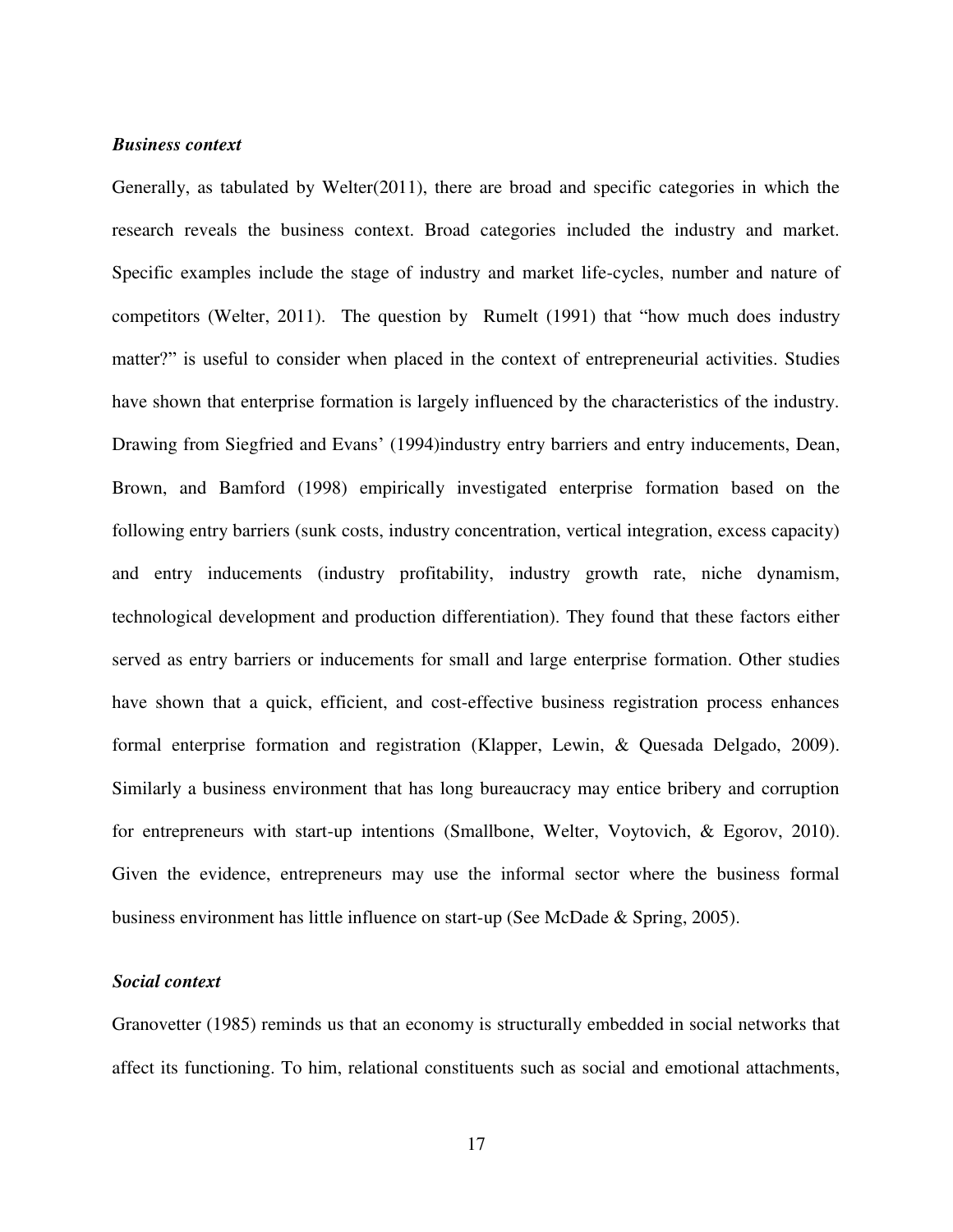***Business context***

Generally, as tabulated by Welter(2011), there are broad and specific categories in which the research reveals the business context. Broad categories included the industry and market. Specific examples include the stage of industry and market life-cycles, number and nature of competitors (Welter, 2011). The question by Rumelt (1991) that "how much does industry matter?" is useful to consider when placed in the context of entrepreneurial activities. Studies have shown that enterprise formation is largely influenced by the characteristics of the industry. Drawing from Siegfried and Evans' (1994)industry entry barriers and entry inducements, Dean, Brown, and Bamford (1998) empirically investigated enterprise formation based on the following entry barriers (sunk costs, industry concentration, vertical integration, excess capacity) and entry inducements (industry profitability, industry growth rate, niche dynamism, technological development and production differentiation). They found that these factors either served as entry barriers or inducements for small and large enterprise formation. Other studies have shown that a quick, efficient, and cost-effective business registration process enhances formal enterprise formation and registration (Klapper, Lewin, & Quesada Delgado, 2009). Similarly a business environment that has long bureaucracy may entice bribery and corruption for entrepreneurs with start-up intentions (Smallbone, Welter, Voytovich, & Egorov, 2010). Given the evidence, entrepreneurs may use the informal sector where the business formal business environment has little influence on start-up (See McDade & Spring, 2005).

***Social context***

Granovetter (1985) reminds us that an economy is structurally embedded in social networks that affect its functioning. To him, relational constituents such as social and emotional attachments,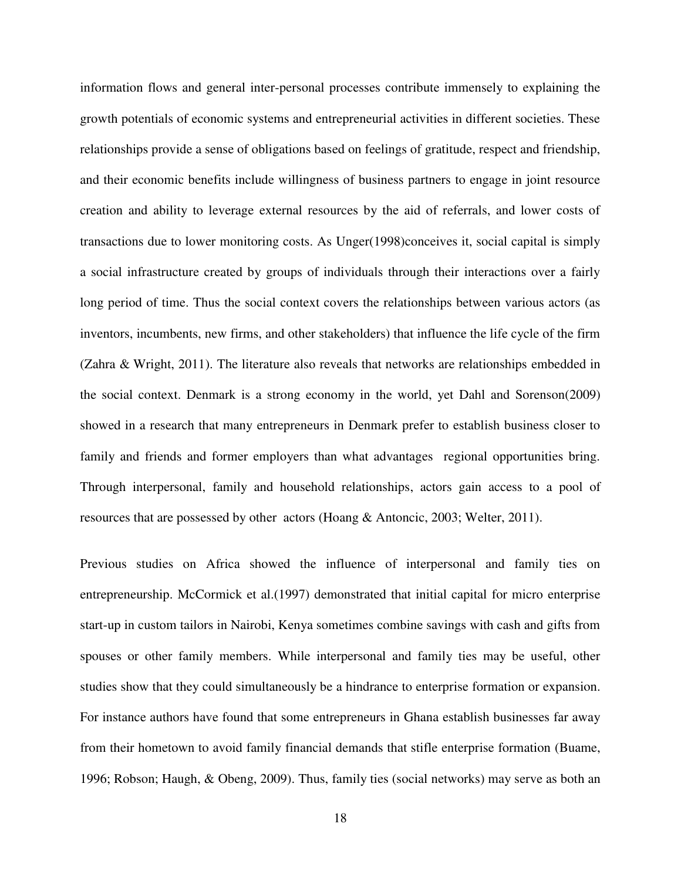information flows and general inter-personal processes contribute immensely to explaining the growth potentials of economic systems and entrepreneurial activities in different societies. These relationships provide a sense of obligations based on feelings of gratitude, respect and friendship, and their economic benefits include willingness of business partners to engage in joint resource creation and ability to leverage external resources by the aid of referrals, and lower costs of transactions due to lower monitoring costs. As Unger(1998)conceives it, social capital is simply a social infrastructure created by groups of individuals through their interactions over a fairly long period of time. Thus the social context covers the relationships between various actors (as inventors, incumbents, new firms, and other stakeholders) that influence the life cycle of the firm (Zahra & Wright, 2011). The literature also reveals that networks are relationships embedded in the social context. Denmark is a strong economy in the world, yet Dahl and Sorenson(2009) showed in a research that many entrepreneurs in Denmark prefer to establish business closer to family and friends and former employers than what advantages regional opportunities bring. Through interpersonal, family and household relationships, actors gain access to a pool of resources that are possessed by other actors (Hoang & Antoncic, 2003; Welter, 2011).

Previous studies on Africa showed the influence of interpersonal and family ties on entrepreneurship. McCormick et al.(1997) demonstrated that initial capital for micro enterprise start-up in custom tailors in Nairobi, Kenya sometimes combine savings with cash and gifts from spouses or other family members. While interpersonal and family ties may be useful, other studies show that they could simultaneously be a hindrance to enterprise formation or expansion. For instance authors have found that some entrepreneurs in Ghana establish businesses far away from their hometown to avoid family financial demands that stifle enterprise formation (Buame, 1996; Robson; Haugh, & Obeng, 2009). Thus, family ties (social networks) may serve as both an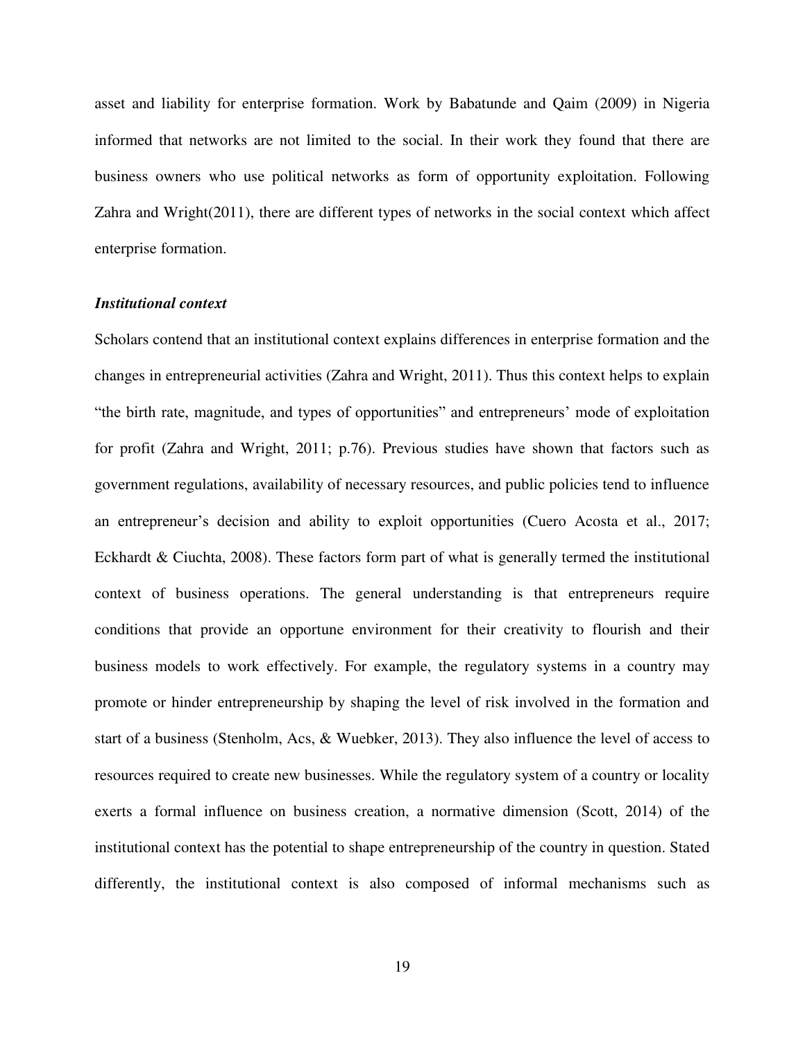asset and liability for enterprise formation. Work by Babatunde and Qaim (2009) in Nigeria informed that networks are not limited to the social. In their work they found that there are business owners who use political networks as form of opportunity exploitation. Following Zahra and Wright(2011), there are different types of networks in the social context which affect enterprise formation.

***Institutional context***

Scholars contend that an institutional context explains differences in enterprise formation and the changes in entrepreneurial activities (Zahra and Wright, 2011). Thus this context helps to explain "the birth rate, magnitude, and types of opportunities" and entrepreneurs' mode of exploitation for profit (Zahra and Wright, 2011; p.76). Previous studies have shown that factors such as government regulations, availability of necessary resources, and public policies tend to influence an entrepreneur's decision and ability to exploit opportunities (Cuero Acosta et al., 2017; Eckhardt & Ciuchta, 2008). These factors form part of what is generally termed the institutional context of business operations. The general understanding is that entrepreneurs require conditions that provide an opportune environment for their creativity to flourish and their business models to work effectively. For example, the regulatory systems in a country may promote or hinder entrepreneurship by shaping the level of risk involved in the formation and start of a business (Stenholm, Acs, & Wuebker, 2013). They also influence the level of access to resources required to create new businesses. While the regulatory system of a country or locality exerts a formal influence on business creation, a normative dimension (Scott, 2014) of the institutional context has the potential to shape entrepreneurship of the country in question. Stated differently, the institutional context is also composed of informal mechanisms such as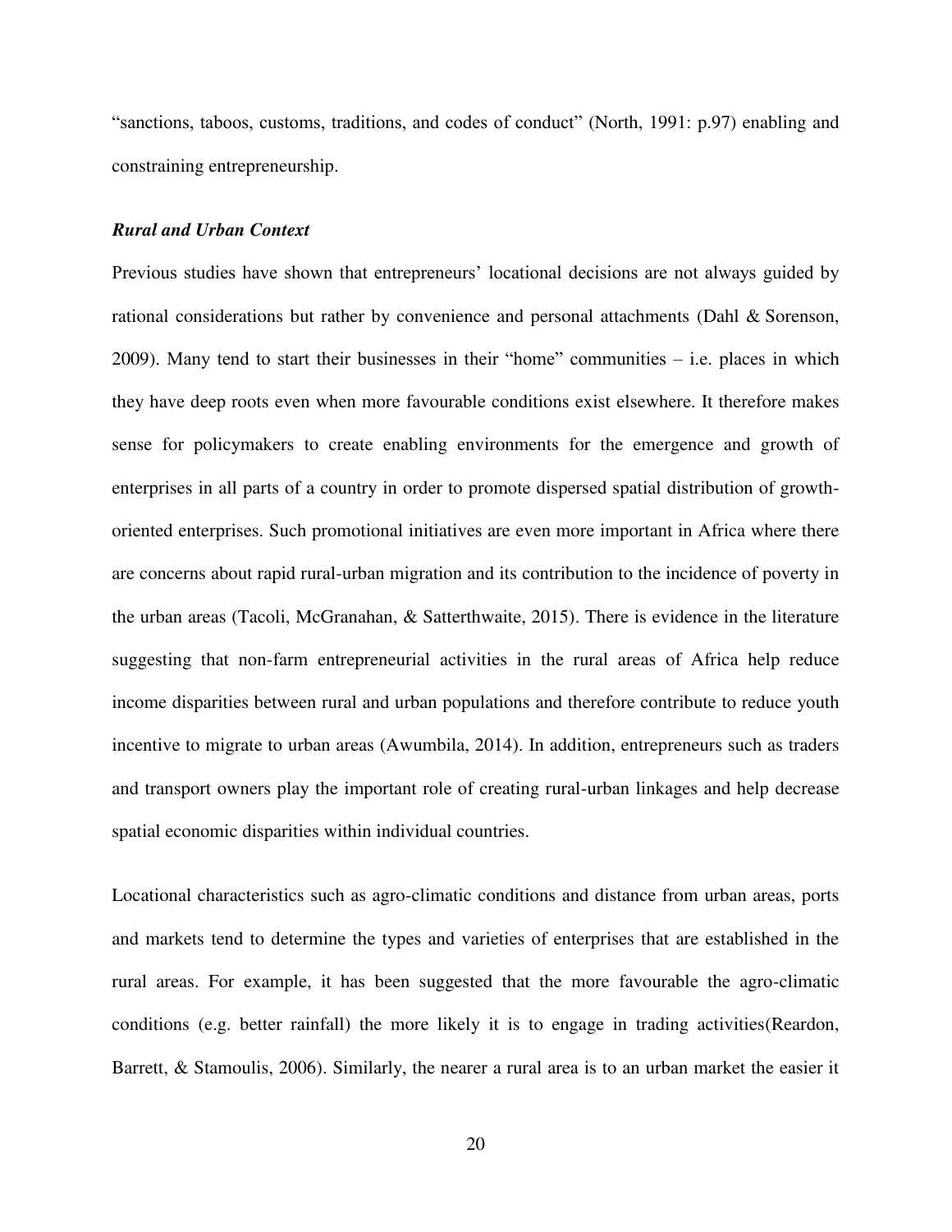"sanctions, taboos, customs, traditions, and codes of conduct" (North, 1991: p.97) enabling and constraining entrepreneurship.

***Rural and Urban Context***

Previous studies have shown that entrepreneurs' locational decisions are not always guided by rational considerations but rather by convenience and personal attachments (Dahl & Sorenson, 2009). Many tend to start their businesses in their "home" communities – i.e. places in which they have deep roots even when more favourable conditions exist elsewhere. It therefore makes sense for policymakers to create enabling environments for the emergence and growth of enterprises in all parts of a country in order to promote dispersed spatial distribution of growth-oriented enterprises. Such promotional initiatives are even more important in Africa where there are concerns about rapid rural-urban migration and its contribution to the incidence of poverty in the urban areas (Tacoli, McGranahan, & Satterthwaite, 2015). There is evidence in the literature suggesting that non-farm entrepreneurial activities in the rural areas of Africa help reduce income disparities between rural and urban populations and therefore contribute to reduce youth incentive to migrate to urban areas (Awumbila, 2014). In addition, entrepreneurs such as traders and transport owners play the important role of creating rural-urban linkages and help decrease spatial economic disparities within individual countries.

Locational characteristics such as agro-climatic conditions and distance from urban areas, ports and markets tend to determine the types and varieties of enterprises that are established in the rural areas. For example, it has been suggested that the more favourable the agro-climatic conditions (e.g. better rainfall) the more likely it is to engage in trading activities(Reardon, Barrett, & Stamoulis, 2006). Similarly, the nearer a rural area is to an urban market the easier it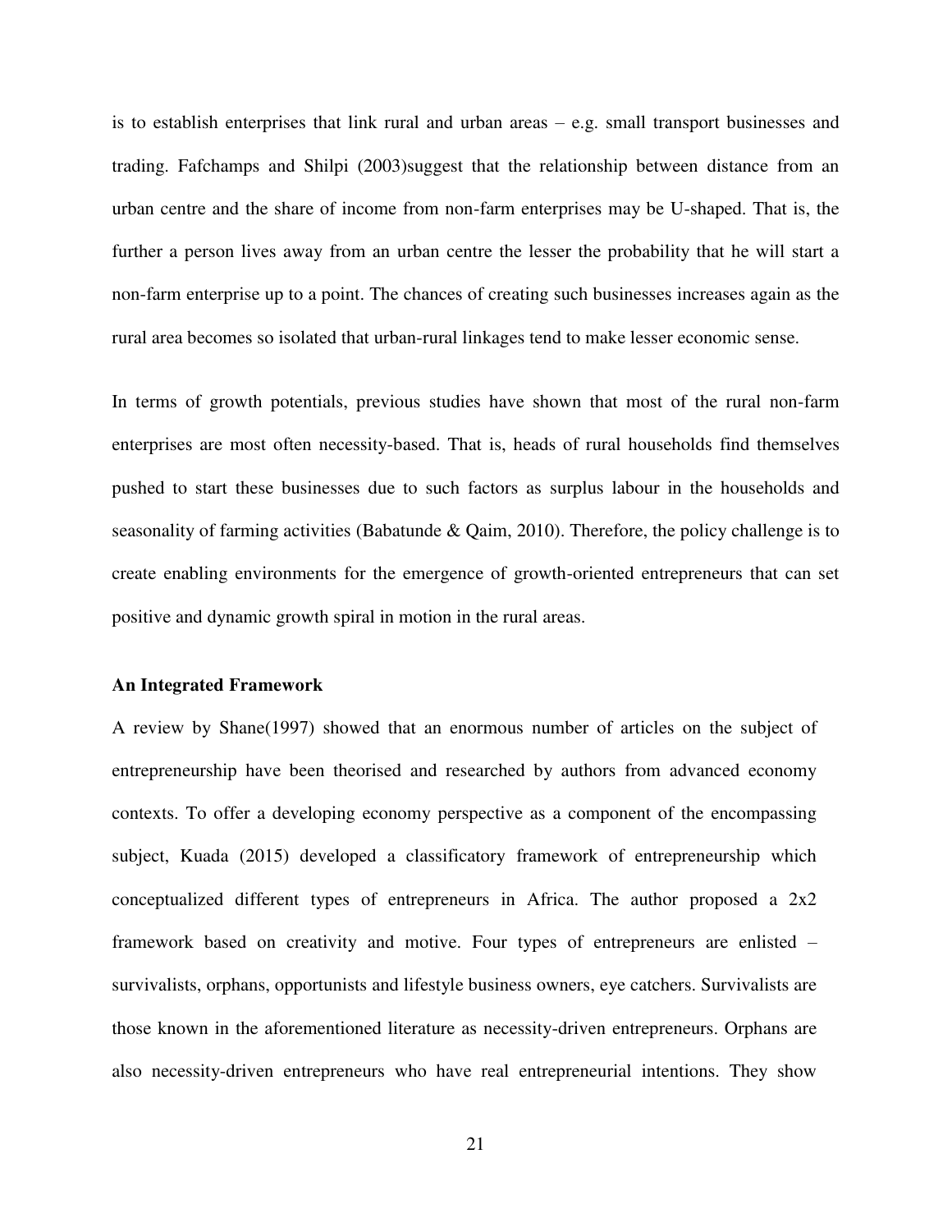is to establish enterprises that link rural and urban areas – e.g. small transport businesses and trading. Fafchamps and Shilpi (2003)suggest that the relationship between distance from an urban centre and the share of income from non-farm enterprises may be U-shaped. That is, the further a person lives away from an urban centre the lesser the probability that he will start a non-farm enterprise up to a point. The chances of creating such businesses increases again as the rural area becomes so isolated that urban-rural linkages tend to make lesser economic sense.

In terms of growth potentials, previous studies have shown that most of the rural non-farm enterprises are most often necessity-based. That is, heads of rural households find themselves pushed to start these businesses due to such factors as surplus labour in the households and seasonality of farming activities (Babatunde & Qaim, 2010). Therefore, the policy challenge is to create enabling environments for the emergence of growth-oriented entrepreneurs that can set positive and dynamic growth spiral in motion in the rural areas.

**An Integrated Framework**

A review by Shane(1997) showed that an enormous number of articles on the subject of entrepreneurship have been theorised and researched by authors from advanced economy contexts. To offer a developing economy perspective as a component of the encompassing subject, Kuada (2015) developed a classificatory framework of entrepreneurship which conceptualized different types of entrepreneurs in Africa. The author proposed a 2x2 framework based on creativity and motive. Four types of entrepreneurs are enlisted – survivalists, orphans, opportunists and lifestyle business owners, eye catchers. Survivalists are those known in the aforementioned literature as necessity-driven entrepreneurs. Orphans are also necessity-driven entrepreneurs who have real entrepreneurial intentions. They show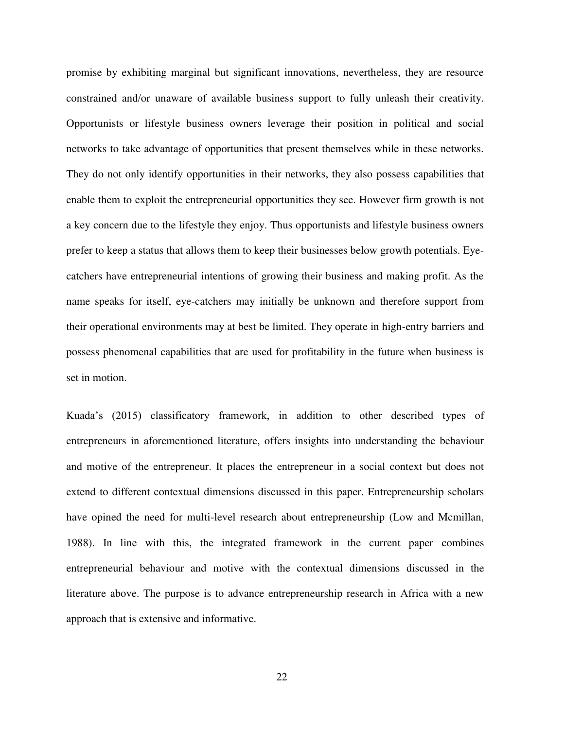promise by exhibiting marginal but significant innovations, nevertheless, they are resource constrained and/or unaware of available business support to fully unleash their creativity. Opportunists or lifestyle business owners leverage their position in political and social networks to take advantage of opportunities that present themselves while in these networks. They do not only identify opportunities in their networks, they also possess capabilities that enable them to exploit the entrepreneurial opportunities they see. However firm growth is not a key concern due to the lifestyle they enjoy. Thus opportunists and lifestyle business owners prefer to keep a status that allows them to keep their businesses below growth potentials. Eye-catchers have entrepreneurial intentions of growing their business and making profit. As the name speaks for itself, eye-catchers may initially be unknown and therefore support from their operational environments may at best be limited. They operate in high-entry barriers and possess phenomenal capabilities that are used for profitability in the future when business is set in motion.

Kuada's (2015) classificatory framework, in addition to other described types of entrepreneurs in aforementioned literature, offers insights into understanding the behaviour and motive of the entrepreneur. It places the entrepreneur in a social context but does not extend to different contextual dimensions discussed in this paper. Entrepreneurship scholars have opined the need for multi-level research about entrepreneurship (Low and Mcmillan, 1988). In line with this, the integrated framework in the current paper combines entrepreneurial behaviour and motive with the contextual dimensions discussed in the literature above. The purpose is to advance entrepreneurship research in Africa with a new approach that is extensive and informative.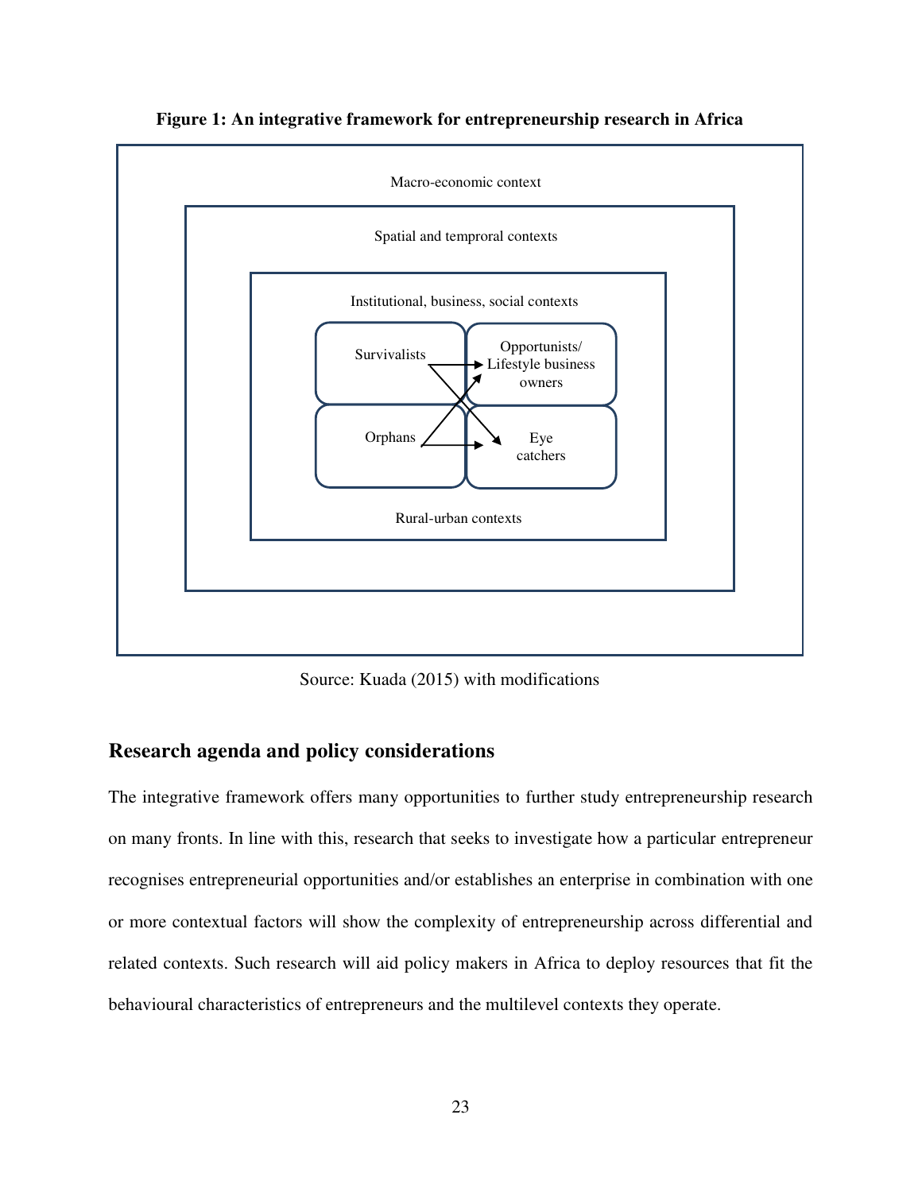**Figure 1: An integrative framework for entrepreneurship research in Africa**

Macro-economic context

Spatial and temproral contexts

Institutional, business, social contexts

Survivalists

Opportunists/ Lifestyle business owners

Orphans

Eye catchers

Rural-urban contexts

Source: Kuada (2015) with modifications

## Research agenda and policy considerations

The integrative framework offers many opportunities to further study entrepreneurship research on many fronts. In line with this, research that seeks to investigate how a particular entrepreneur recognises entrepreneurial opportunities and/or establishes an enterprise in combination with one or more contextual factors will show the complexity of entrepreneurship across differential and related contexts. Such research will aid policy makers in Africa to deploy resources that fit the behavioural characteristics of entrepreneurs and the multilevel contexts they operate.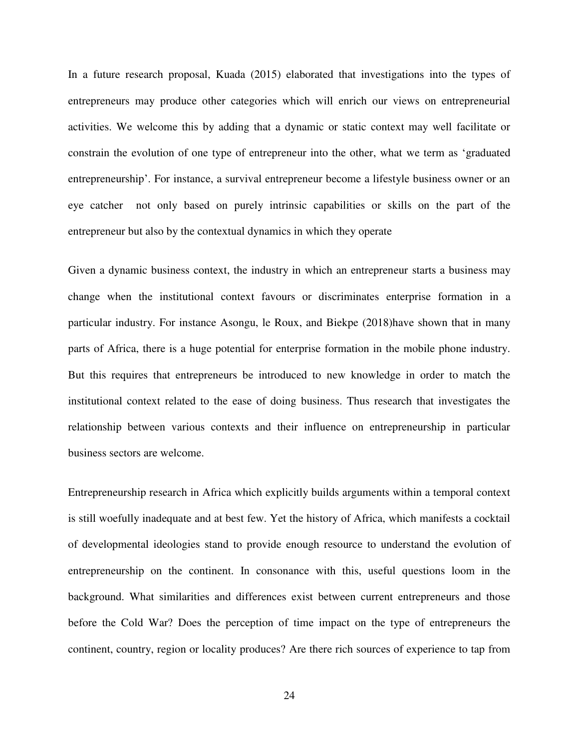In a future research proposal, Kuada (2015) elaborated that investigations into the types of entrepreneurs may produce other categories which will enrich our views on entrepreneurial activities. We welcome this by adding that a dynamic or static context may well facilitate or constrain the evolution of one type of entrepreneur into the other, what we term as 'graduated entrepreneurship'. For instance, a survival entrepreneur become a lifestyle business owner or an eye catcher not only based on purely intrinsic capabilities or skills on the part of the entrepreneur but also by the contextual dynamics in which they operate

Given a dynamic business context, the industry in which an entrepreneur starts a business may change when the institutional context favours or discriminates enterprise formation in a particular industry. For instance Asongu, le Roux, and Biekpe (2018)have shown that in many parts of Africa, there is a huge potential for enterprise formation in the mobile phone industry. But this requires that entrepreneurs be introduced to new knowledge in order to match the institutional context related to the ease of doing business. Thus research that investigates the relationship between various contexts and their influence on entrepreneurship in particular business sectors are welcome.

Entrepreneurship research in Africa which explicitly builds arguments within a temporal context is still woefully inadequate and at best few. Yet the history of Africa, which manifests a cocktail of developmental ideologies stand to provide enough resource to understand the evolution of entrepreneurship on the continent. In consonance with this, useful questions loom in the background. What similarities and differences exist between current entrepreneurs and those before the Cold War? Does the perception of time impact on the type of entrepreneurs the continent, country, region or locality produces? Are there rich sources of experience to tap from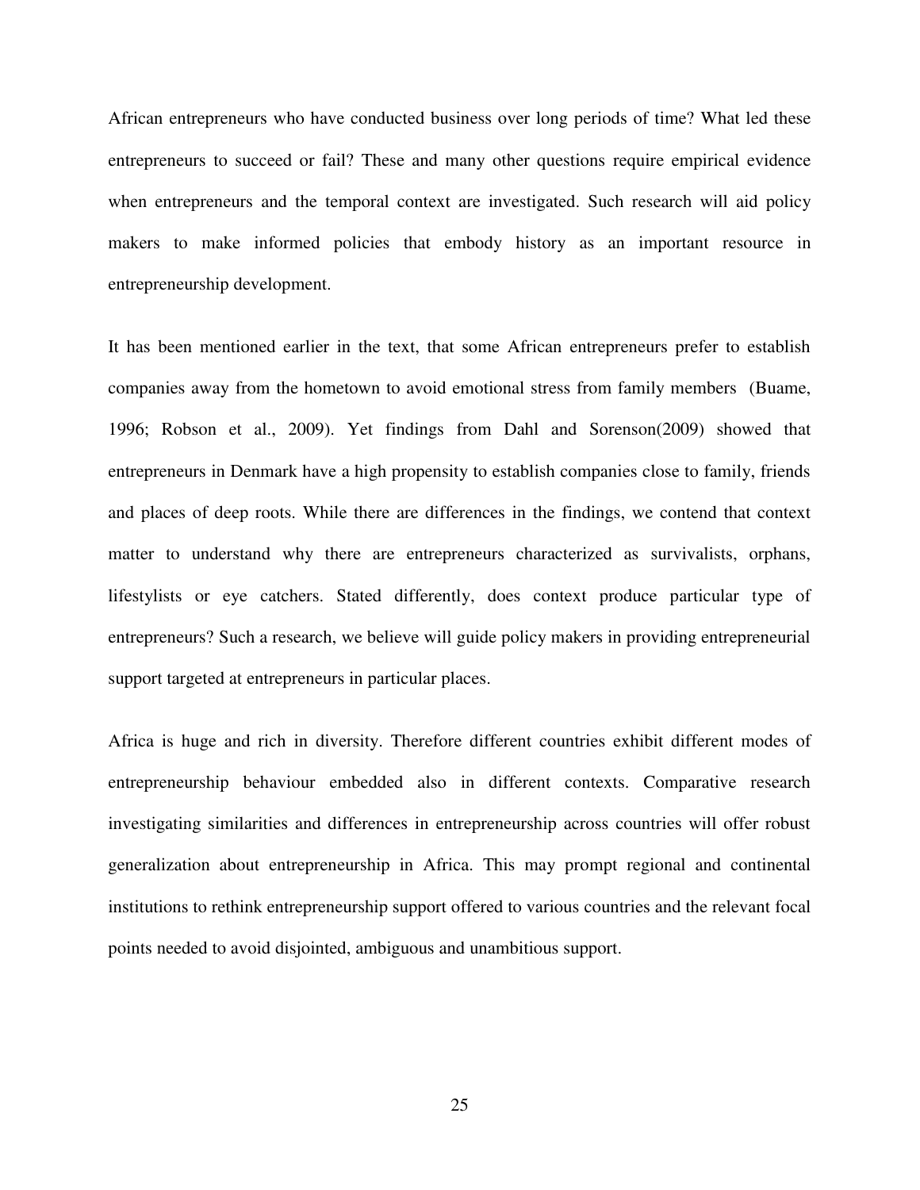African entrepreneurs who have conducted business over long periods of time? What led these entrepreneurs to succeed or fail? These and many other questions require empirical evidence when entrepreneurs and the temporal context are investigated. Such research will aid policy makers to make informed policies that embody history as an important resource in entrepreneurship development.

It has been mentioned earlier in the text, that some African entrepreneurs prefer to establish companies away from the hometown to avoid emotional stress from family members (Buame, 1996; Robson et al., 2009). Yet findings from Dahl and Sorenson(2009) showed that entrepreneurs in Denmark have a high propensity to establish companies close to family, friends and places of deep roots. While there are differences in the findings, we contend that context matter to understand why there are entrepreneurs characterized as survivalists, orphans, lifestylists or eye catchers. Stated differently, does context produce particular type of entrepreneurs? Such a research, we believe will guide policy makers in providing entrepreneurial support targeted at entrepreneurs in particular places.

Africa is huge and rich in diversity. Therefore different countries exhibit different modes of entrepreneurship behaviour embedded also in different contexts. Comparative research investigating similarities and differences in entrepreneurship across countries will offer robust generalization about entrepreneurship in Africa. This may prompt regional and continental institutions to rethink entrepreneurship support offered to various countries and the relevant focal points needed to avoid disjointed, ambiguous and unambitious support.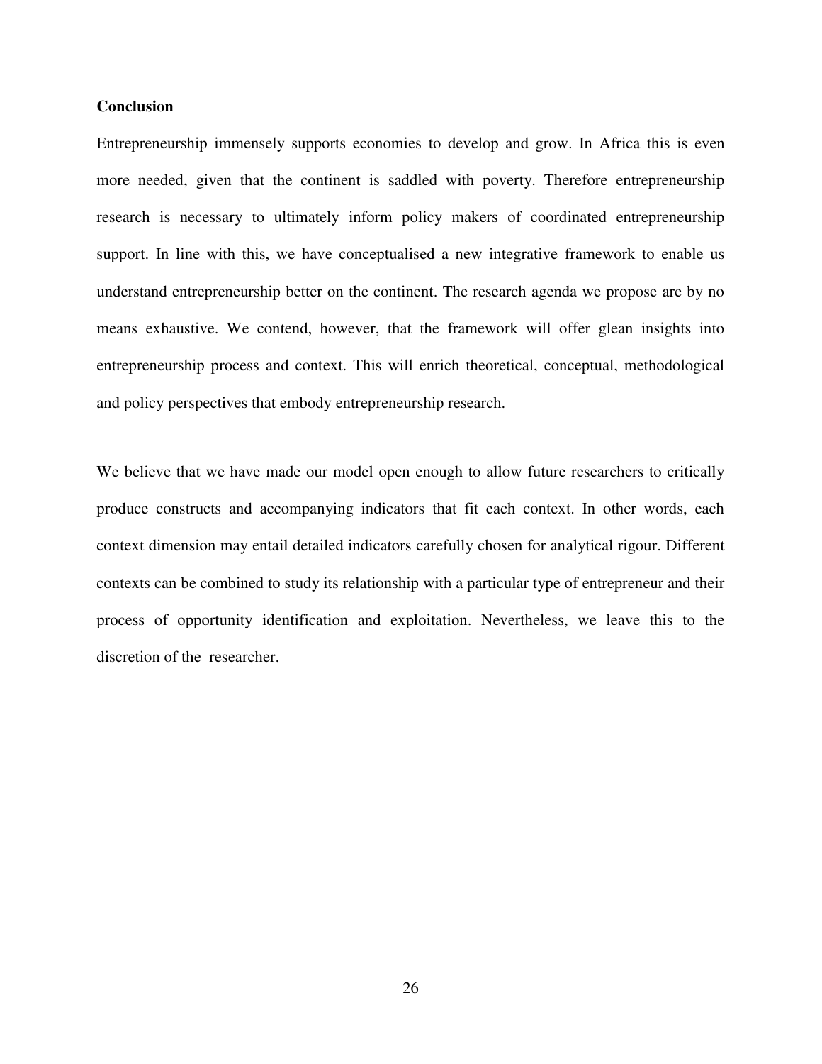**Conclusion**

Entrepreneurship immensely supports economies to develop and grow. In Africa this is even more needed, given that the continent is saddled with poverty. Therefore entrepreneurship research is necessary to ultimately inform policy makers of coordinated entrepreneurship support. In line with this, we have conceptualised a new integrative framework to enable us understand entrepreneurship better on the continent. The research agenda we propose are by no means exhaustive. We contend, however, that the framework will offer glean insights into entrepreneurship process and context. This will enrich theoretical, conceptual, methodological and policy perspectives that embody entrepreneurship research.

We believe that we have made our model open enough to allow future researchers to critically produce constructs and accompanying indicators that fit each context. In other words, each context dimension may entail detailed indicators carefully chosen for analytical rigour. Different contexts can be combined to study its relationship with a particular type of entrepreneur and their process of opportunity identification and exploitation. Nevertheless, we leave this to the discretion of the researcher.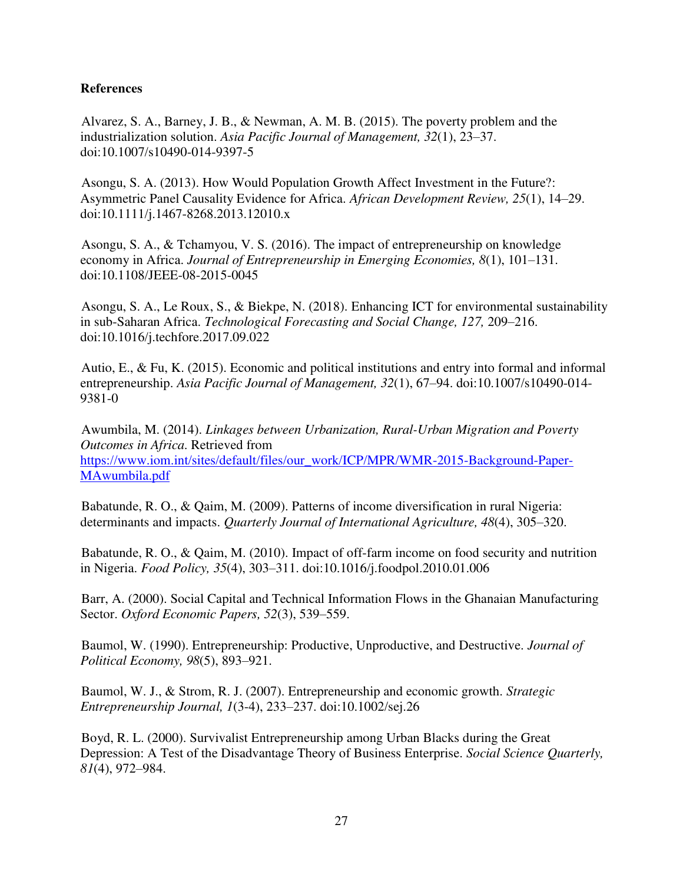**References**

Alvarez, S. A., Barney, J. B., & Newman, A. M. B. (2015). The poverty problem and the industrialization solution. *Asia Pacific Journal of Management, 32*(1), 23–37. doi:10.1007/s10490-014-9397-5

Asongu, S. A. (2013). How Would Population Growth Affect Investment in the Future?: Asymmetric Panel Causality Evidence for Africa. *African Development Review, 25*(1), 14–29. doi:10.1111/j.1467-8268.2013.12010.x

Asongu, S. A., & Tchamyou, V. S. (2016). The impact of entrepreneurship on knowledge economy in Africa. *Journal of Entrepreneurship in Emerging Economies, 8*(1), 101–131. doi:10.1108/JEEE-08-2015-0045

Asongu, S. A., Le Roux, S., & Biekpe, N. (2018). Enhancing ICT for environmental sustainability in sub-Saharan Africa. *Technological Forecasting and Social Change, 127,* 209–216. doi:10.1016/j.techfore.2017.09.022

Autio, E., & Fu, K. (2015). Economic and political institutions and entry into formal and informal entrepreneurship. *Asia Pacific Journal of Management, 32*(1), 67–94. doi:10.1007/s10490-014-9381-0

Awumbila, M. (2014). *Linkages between Urbanization, Rural-Urban Migration and Poverty Outcomes in Africa*. Retrieved from https://www.iom.int/sites/default/files/our_work/ICP/MPR/WMR-2015-Background-Paper-MAwumbila.pdf

Babatunde, R. O., & Qaim, M. (2009). Patterns of income diversification in rural Nigeria: determinants and impacts. *Quarterly Journal of International Agriculture, 48*(4), 305–320.

Babatunde, R. O., & Qaim, M. (2010). Impact of off-farm income on food security and nutrition in Nigeria. *Food Policy, 35*(4), 303–311. doi:10.1016/j.foodpol.2010.01.006

Barr, A. (2000). Social Capital and Technical Information Flows in the Ghanaian Manufacturing Sector. *Oxford Economic Papers, 52*(3), 539–559.

Baumol, W. (1990). Entrepreneurship: Productive, Unproductive, and Destructive. *Journal of Political Economy, 98*(5), 893–921.

Baumol, W. J., & Strom, R. J. (2007). Entrepreneurship and economic growth. *Strategic Entrepreneurship Journal, 1*(3-4), 233–237. doi:10.1002/sej.26

Boyd, R. L. (2000). Survivalist Entrepreneurship among Urban Blacks during the Great Depression: A Test of the Disadvantage Theory of Business Enterprise. *Social Science Quarterly, 81*(4), 972–984.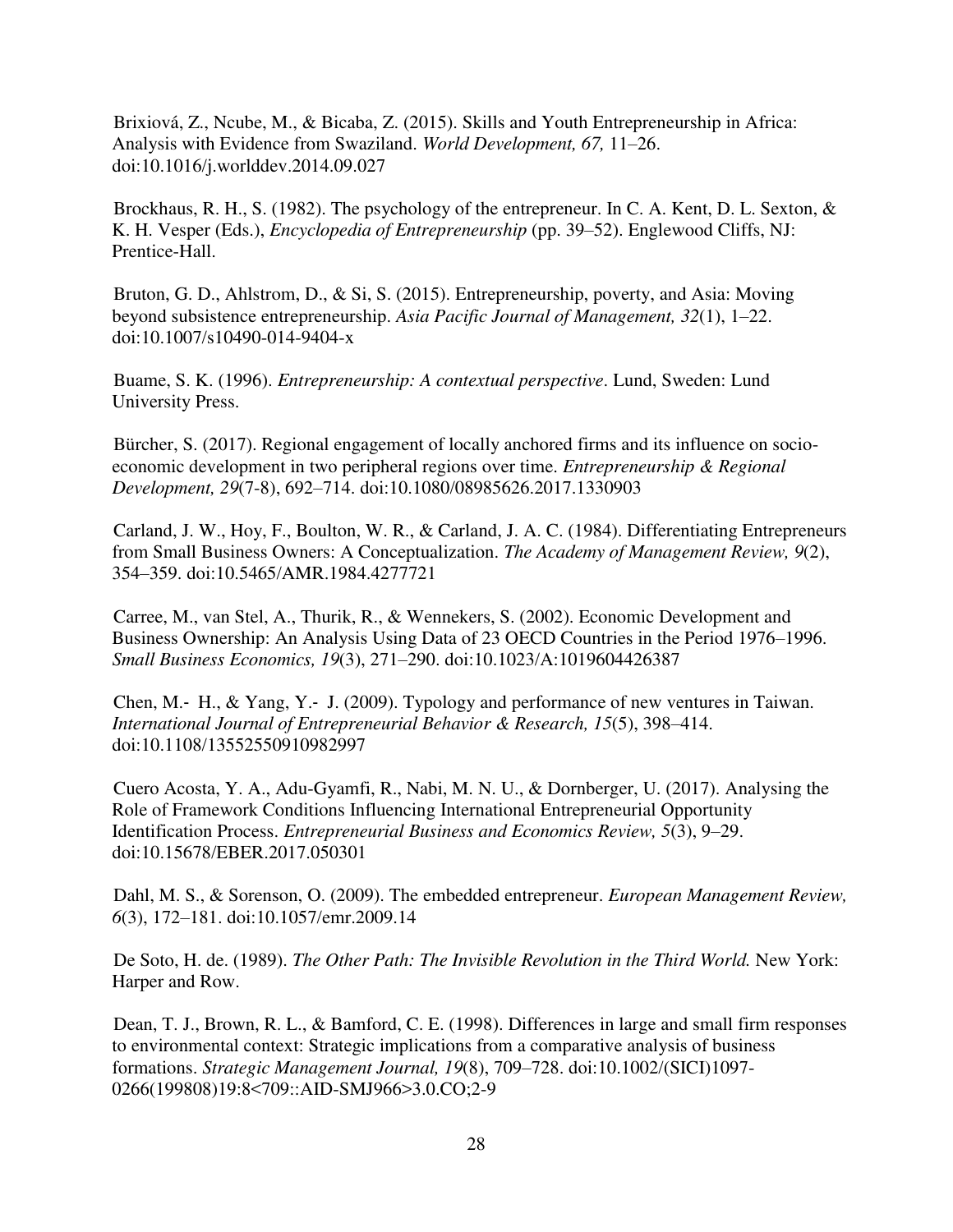Brixiová, Z., Ncube, M., & Bicaba, Z. (2015). Skills and Youth Entrepreneurship in Africa: Analysis with Evidence from Swaziland. *World Development, 67,* 11–26. doi:10.1016/j.worlddev.2014.09.027

Brockhaus, R. H., S. (1982). The psychology of the entrepreneur. In C. A. Kent, D. L. Sexton, & K. H. Vesper (Eds.), *Encyclopedia of Entrepreneurship* (pp. 39–52). Englewood Cliffs, NJ: Prentice-Hall.

Bruton, G. D., Ahlstrom, D., & Si, S. (2015). Entrepreneurship, poverty, and Asia: Moving beyond subsistence entrepreneurship. *Asia Pacific Journal of Management, 32*(1), 1–22. doi:10.1007/s10490-014-9404-x

Buame, S. K. (1996). *Entrepreneurship: A contextual perspective*. Lund, Sweden: Lund University Press.

Bürcher, S. (2017). Regional engagement of locally anchored firms and its influence on socio-economic development in two peripheral regions over time. *Entrepreneurship & Regional Development, 29*(7-8), 692–714. doi:10.1080/08985626.2017.1330903

Carland, J. W., Hoy, F., Boulton, W. R., & Carland, J. A. C. (1984). Differentiating Entrepreneurs from Small Business Owners: A Conceptualization. *The Academy of Management Review, 9*(2), 354–359. doi:10.5465/AMR.1984.4277721

Carree, M., van Stel, A., Thurik, R., & Wennekers, S. (2002). Economic Development and Business Ownership: An Analysis Using Data of 23 OECD Countries in the Period 1976–1996. *Small Business Economics, 19*(3), 271–290. doi:10.1023/A:1019604426387

Chen, M.- H., & Yang, Y.- J. (2009). Typology and performance of new ventures in Taiwan. *International Journal of Entrepreneurial Behavior & Research, 15*(5), 398–414. doi:10.1108/13552550910982997

Cuero Acosta, Y. A., Adu-Gyamfi, R., Nabi, M. N. U., & Dornberger, U. (2017). Analysing the Role of Framework Conditions Influencing International Entrepreneurial Opportunity Identification Process. *Entrepreneurial Business and Economics Review, 5*(3), 9–29. doi:10.15678/EBER.2017.050301

Dahl, M. S., & Sorenson, O. (2009). The embedded entrepreneur. *European Management Review, 6*(3), 172–181. doi:10.1057/emr.2009.14

De Soto, H. de. (1989). *The Other Path: The Invisible Revolution in the Third World.* New York: Harper and Row.

Dean, T. J., Brown, R. L., & Bamford, C. E. (1998). Differences in large and small firm responses to environmental context: Strategic implications from a comparative analysis of business formations. *Strategic Management Journal, 19*(8), 709–728. doi:10.1002/(SICI)1097-0266(199808)19:8<709::AID-SMJ966>3.0.CO;2-9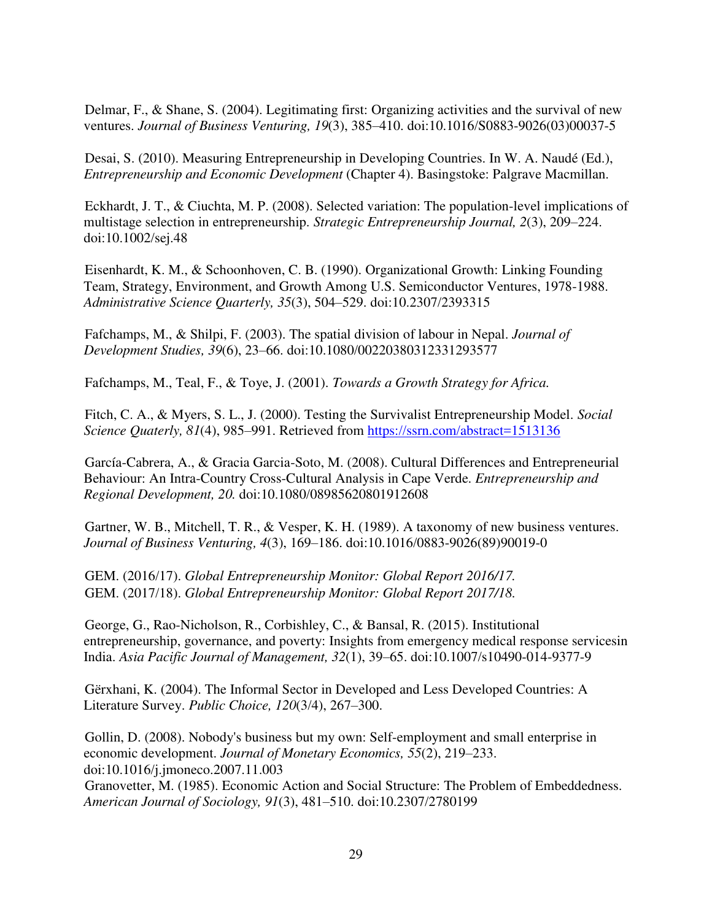Delmar, F., & Shane, S. (2004). Legitimating first: Organizing activities and the survival of new ventures. *Journal of Business Venturing, 19*(3), 385–410. doi:10.1016/S0883-9026(03)00037-5

Desai, S. (2010). Measuring Entrepreneurship in Developing Countries. In W. A. Naudé (Ed.), *Entrepreneurship and Economic Development* (Chapter 4). Basingstoke: Palgrave Macmillan.

Eckhardt, J. T., & Ciuchta, M. P. (2008). Selected variation: The population-level implications of multistage selection in entrepreneurship. *Strategic Entrepreneurship Journal, 2*(3), 209–224. doi:10.1002/sej.48

Eisenhardt, K. M., & Schoonhoven, C. B. (1990). Organizational Growth: Linking Founding Team, Strategy, Environment, and Growth Among U.S. Semiconductor Ventures, 1978-1988. *Administrative Science Quarterly, 35*(3), 504–529. doi:10.2307/2393315

Fafchamps, M., & Shilpi, F. (2003). The spatial division of labour in Nepal. *Journal of Development Studies, 39*(6), 23–66. doi:10.1080/00220380312331293577

Fafchamps, M., Teal, F., & Toye, J. (2001). *Towards a Growth Strategy for Africa.*

Fitch, C. A., & Myers, S. L., J. (2000). Testing the Survivalist Entrepreneurship Model. *Social Science Quaterly, 81*(4), 985–991. Retrieved from https://ssrn.com/abstract=1513136

García-Cabrera, A., & Gracia Garcia-Soto, M. (2008). Cultural Differences and Entrepreneurial Behaviour: An Intra-Country Cross-Cultural Analysis in Cape Verde. *Entrepreneurship and Regional Development, 20.* doi:10.1080/08985620801912608

Gartner, W. B., Mitchell, T. R., & Vesper, K. H. (1989). A taxonomy of new business ventures. *Journal of Business Venturing, 4*(3), 169–186. doi:10.1016/0883-9026(89)90019-0

GEM. (2016/17). *Global Entrepreneurship Monitor: Global Report 2016/17.*
GEM. (2017/18). *Global Entrepreneurship Monitor: Global Report 2017/18.*

George, G., Rao-Nicholson, R., Corbishley, C., & Bansal, R. (2015). Institutional entrepreneurship, governance, and poverty: Insights from emergency medical response servicesin India. *Asia Pacific Journal of Management, 32*(1), 39–65. doi:10.1007/s10490-014-9377-9

Gërxhani, K. (2004). The Informal Sector in Developed and Less Developed Countries: A Literature Survey. *Public Choice, 120*(3/4), 267–300.

Gollin, D. (2008). Nobody's business but my own: Self-employment and small enterprise in economic development. *Journal of Monetary Economics, 55*(2), 219–233. doi:10.1016/j.jmoneco.2007.11.003
Granovetter, M. (1985). Economic Action and Social Structure: The Problem of Embeddedness. *American Journal of Sociology, 91*(3), 481–510. doi:10.2307/2780199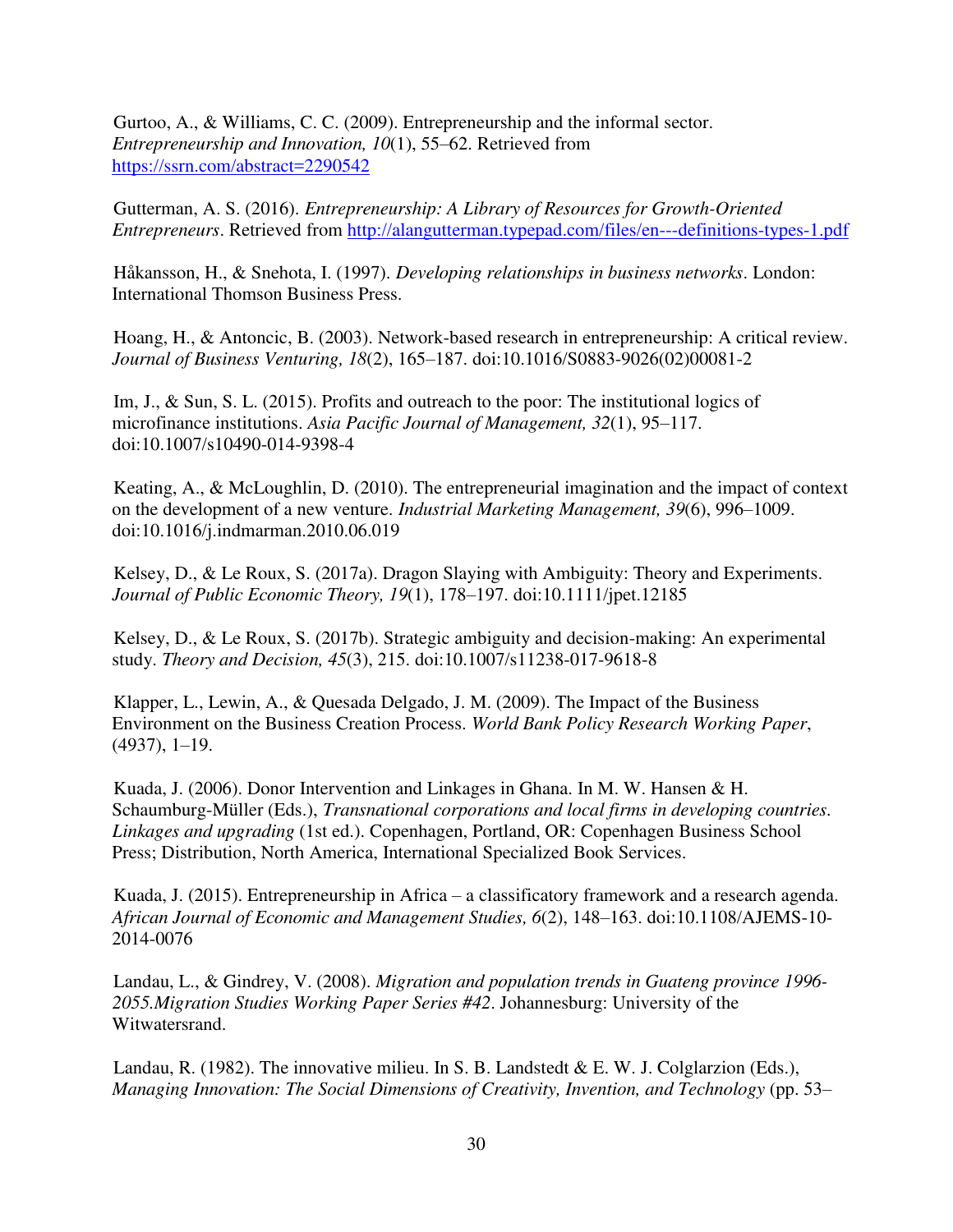Gurtoo, A., & Williams, C. C. (2009). Entrepreneurship and the informal sector. *Entrepreneurship and Innovation, 10*(1), 55–62. Retrieved from https://ssrn.com/abstract=2290542

Gutterman, A. S. (2016). *Entrepreneurship: A Library of Resources for Growth-Oriented Entrepreneurs*. Retrieved from http://alangutterman.typepad.com/files/en---definitions-types-1.pdf

Håkansson, H., & Snehota, I. (1997). *Developing relationships in business networks*. London: International Thomson Business Press.

Hoang, H., & Antoncic, B. (2003). Network-based research in entrepreneurship: A critical review. *Journal of Business Venturing, 18*(2), 165–187. doi:10.1016/S0883-9026(02)00081-2

Im, J., & Sun, S. L. (2015). Profits and outreach to the poor: The institutional logics of microfinance institutions. *Asia Pacific Journal of Management, 32*(1), 95–117. doi:10.1007/s10490-014-9398-4

Keating, A., & McLoughlin, D. (2010). The entrepreneurial imagination and the impact of context on the development of a new venture. *Industrial Marketing Management, 39*(6), 996–1009. doi:10.1016/j.indmarman.2010.06.019

Kelsey, D., & Le Roux, S. (2017a). Dragon Slaying with Ambiguity: Theory and Experiments. *Journal of Public Economic Theory, 19*(1), 178–197. doi:10.1111/jpet.12185

Kelsey, D., & Le Roux, S. (2017b). Strategic ambiguity and decision-making: An experimental study. *Theory and Decision, 45*(3), 215. doi:10.1007/s11238-017-9618-8

Klapper, L., Lewin, A., & Quesada Delgado, J. M. (2009). The Impact of the Business Environment on the Business Creation Process. *World Bank Policy Research Working Paper*, (4937), 1–19.

Kuada, J. (2006). Donor Intervention and Linkages in Ghana. In M. W. Hansen & H. Schaumburg-Müller (Eds.), *Transnational corporations and local firms in developing countries. Linkages and upgrading* (1st ed.). Copenhagen, Portland, OR: Copenhagen Business School Press; Distribution, North America, International Specialized Book Services.

Kuada, J. (2015). Entrepreneurship in Africa – a classificatory framework and a research agenda. *African Journal of Economic and Management Studies, 6*(2), 148–163. doi:10.1108/AJEMS-10-2014-0076

Landau, L., & Gindrey, V. (2008). *Migration and population trends in Guateng province 1996-2055.Migration Studies Working Paper Series #42*. Johannesburg: University of the Witwatersrand.

Landau, R. (1982). The innovative milieu. In S. B. Landstedt & E. W. J. Colglarzion (Eds.), *Managing Innovation: The Social Dimensions of Creativity, Invention, and Technology* (pp. 53–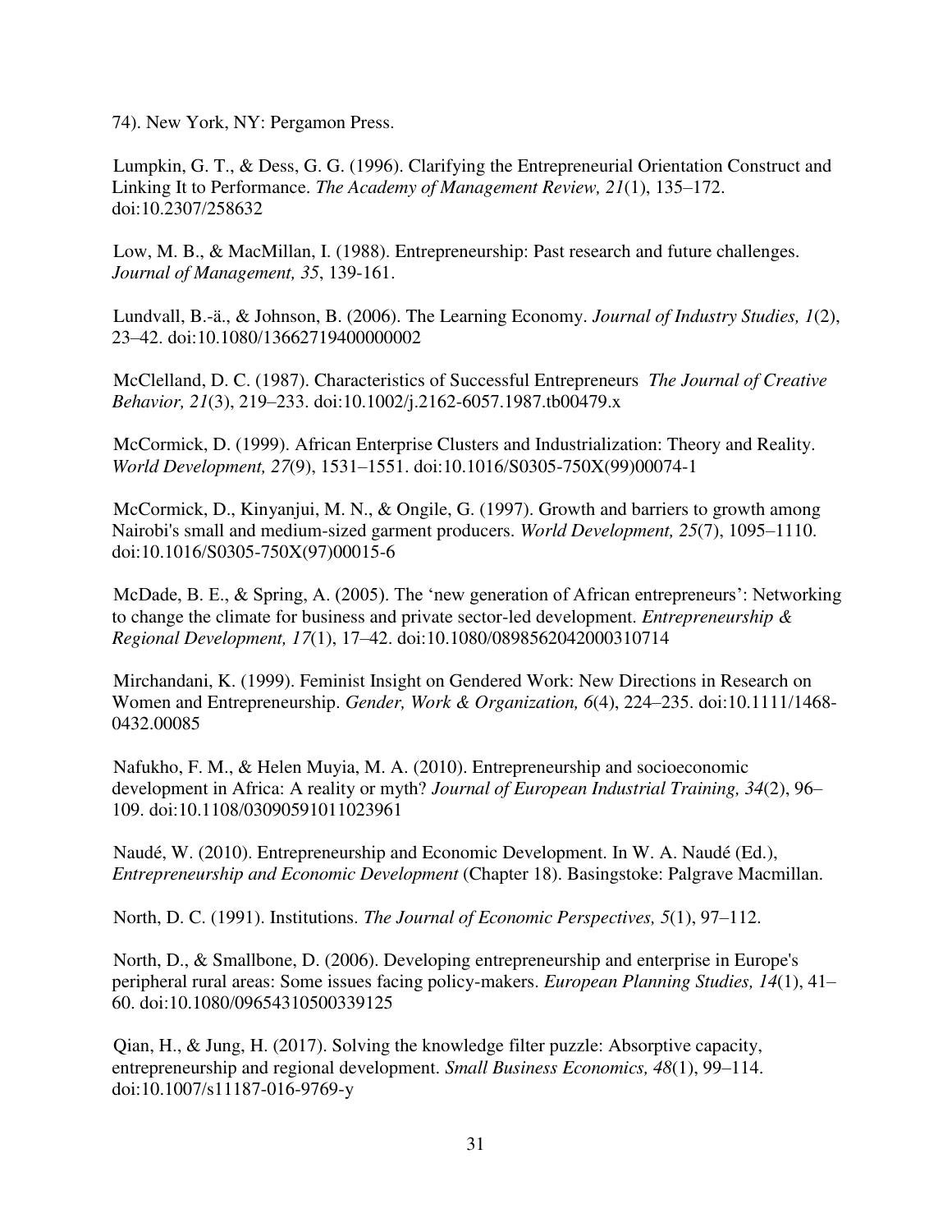74). New York, NY: Pergamon Press.

Lumpkin, G. T., & Dess, G. G. (1996). Clarifying the Entrepreneurial Orientation Construct and Linking It to Performance. *The Academy of Management Review, 21*(1), 135–172. doi:10.2307/258632

Low, M. B., & MacMillan, I. (1988). Entrepreneurship: Past research and future challenges. *Journal of Management, 35*, 139-161.

Lundvall, B.-ä., & Johnson, B. (2006). The Learning Economy. *Journal of Industry Studies, 1*(2), 23–42. doi:10.1080/13662719400000002

McClelland, D. C. (1987). Characteristics of Successful Entrepreneurs *The Journal of Creative Behavior, 21*(3), 219–233. doi:10.1002/j.2162-6057.1987.tb00479.x

McCormick, D. (1999). African Enterprise Clusters and Industrialization: Theory and Reality. *World Development, 27*(9), 1531–1551. doi:10.1016/S0305-750X(99)00074-1

McCormick, D., Kinyanjui, M. N., & Ongile, G. (1997). Growth and barriers to growth among Nairobi's small and medium-sized garment producers. *World Development, 25*(7), 1095–1110. doi:10.1016/S0305-750X(97)00015-6

McDade, B. E., & Spring, A. (2005). The 'new generation of African entrepreneurs': Networking to change the climate for business and private sector-led development. *Entrepreneurship & Regional Development, 17*(1), 17–42. doi:10.1080/0898562042000310714

Mirchandani, K. (1999). Feminist Insight on Gendered Work: New Directions in Research on Women and Entrepreneurship. *Gender, Work & Organization, 6*(4), 224–235. doi:10.1111/1468-0432.00085

Nafukho, F. M., & Helen Muyia, M. A. (2010). Entrepreneurship and socioeconomic development in Africa: A reality or myth? *Journal of European Industrial Training, 34*(2), 96–109. doi:10.1108/03090591011023961

Naudé, W. (2010). Entrepreneurship and Economic Development. In W. A. Naudé (Ed.), *Entrepreneurship and Economic Development* (Chapter 18). Basingstoke: Palgrave Macmillan.

North, D. C. (1991). Institutions. *The Journal of Economic Perspectives, 5*(1), 97–112.

North, D., & Smallbone, D. (2006). Developing entrepreneurship and enterprise in Europe's peripheral rural areas: Some issues facing policy-makers. *European Planning Studies, 14*(1), 41–60. doi:10.1080/09654310500339125

Qian, H., & Jung, H. (2017). Solving the knowledge filter puzzle: Absorptive capacity, entrepreneurship and regional development. *Small Business Economics, 48*(1), 99–114. doi:10.1007/s11187-016-9769-y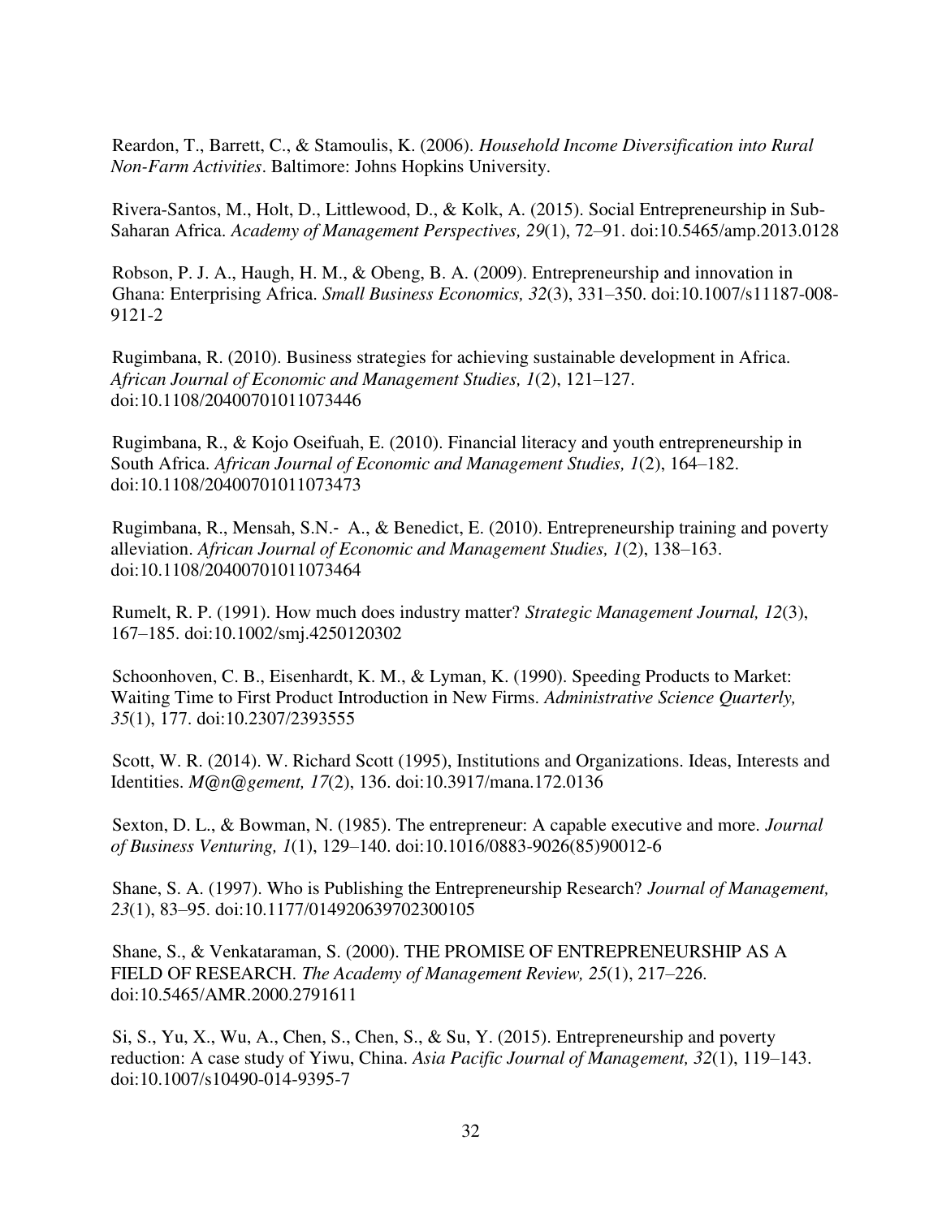Reardon, T., Barrett, C., & Stamoulis, K. (2006). *Household Income Diversification into Rural Non-Farm Activities*. Baltimore: Johns Hopkins University.

Rivera-Santos, M., Holt, D., Littlewood, D., & Kolk, A. (2015). Social Entrepreneurship in Sub-Saharan Africa. *Academy of Management Perspectives, 29*(1), 72–91. doi:10.5465/amp.2013.0128

Robson, P. J. A., Haugh, H. M., & Obeng, B. A. (2009). Entrepreneurship and innovation in Ghana: Enterprising Africa. *Small Business Economics, 32*(3), 331–350. doi:10.1007/s11187-008-9121-2

Rugimbana, R. (2010). Business strategies for achieving sustainable development in Africa. *African Journal of Economic and Management Studies, 1*(2), 121–127. doi:10.1108/20400701011073446

Rugimbana, R., & Kojo Oseifuah, E. (2010). Financial literacy and youth entrepreneurship in South Africa. *African Journal of Economic and Management Studies, 1*(2), 164–182. doi:10.1108/20400701011073473

Rugimbana, R., Mensah, S.N.- A., & Benedict, E. (2010). Entrepreneurship training and poverty alleviation. *African Journal of Economic and Management Studies, 1*(2), 138–163. doi:10.1108/20400701011073464

Rumelt, R. P. (1991). How much does industry matter? *Strategic Management Journal, 12*(3), 167–185. doi:10.1002/smj.4250120302

Schoonhoven, C. B., Eisenhardt, K. M., & Lyman, K. (1990). Speeding Products to Market: Waiting Time to First Product Introduction in New Firms. *Administrative Science Quarterly, 35*(1), 177. doi:10.2307/2393555

Scott, W. R. (2014). W. Richard Scott (1995), Institutions and Organizations. Ideas, Interests and Identities. *M@n@gement, 17*(2), 136. doi:10.3917/mana.172.0136

Sexton, D. L., & Bowman, N. (1985). The entrepreneur: A capable executive and more. *Journal of Business Venturing, 1*(1), 129–140. doi:10.1016/0883-9026(85)90012-6

Shane, S. A. (1997). Who is Publishing the Entrepreneurship Research? *Journal of Management, 23*(1), 83–95. doi:10.1177/014920639702300105

Shane, S., & Venkataraman, S. (2000). THE PROMISE OF ENTREPRENEURSHIP AS A FIELD OF RESEARCH. *The Academy of Management Review, 25*(1), 217–226. doi:10.5465/AMR.2000.2791611

Si, S., Yu, X., Wu, A., Chen, S., Chen, S., & Su, Y. (2015). Entrepreneurship and poverty reduction: A case study of Yiwu, China. *Asia Pacific Journal of Management, 32*(1), 119–143. doi:10.1007/s10490-014-9395-7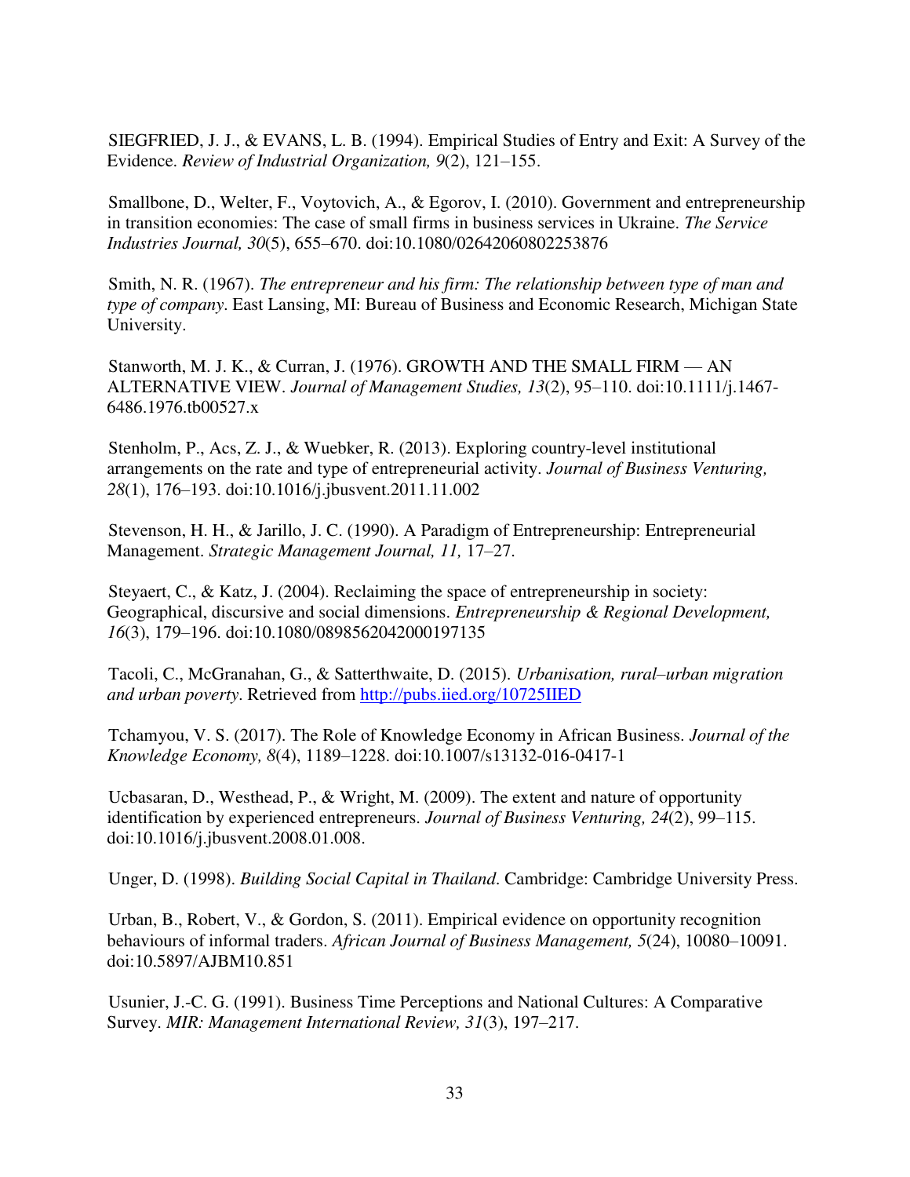SIEGFRIED, J. J., & EVANS, L. B. (1994). Empirical Studies of Entry and Exit: A Survey of the Evidence. *Review of Industrial Organization, 9*(2), 121–155.

Smallbone, D., Welter, F., Voytovich, A., & Egorov, I. (2010). Government and entrepreneurship in transition economies: The case of small firms in business services in Ukraine. *The Service Industries Journal, 30*(5), 655–670. doi:10.1080/02642060802253876

Smith, N. R. (1967). *The entrepreneur and his firm: The relationship between type of man and type of company*. East Lansing, MI: Bureau of Business and Economic Research, Michigan State University.

Stanworth, M. J. K., & Curran, J. (1976). GROWTH AND THE SMALL FIRM — AN ALTERNATIVE VIEW. *Journal of Management Studies, 13*(2), 95–110. doi:10.1111/j.1467-6486.1976.tb00527.x

Stenholm, P., Acs, Z. J., & Wuebker, R. (2013). Exploring country-level institutional arrangements on the rate and type of entrepreneurial activity. *Journal of Business Venturing, 28*(1), 176–193. doi:10.1016/j.jbusvent.2011.11.002

Stevenson, H. H., & Jarillo, J. C. (1990). A Paradigm of Entrepreneurship: Entrepreneurial Management. *Strategic Management Journal, 11,* 17–27.

Steyaert, C., & Katz, J. (2004). Reclaiming the space of entrepreneurship in society: Geographical, discursive and social dimensions. *Entrepreneurship & Regional Development, 16*(3), 179–196. doi:10.1080/0898562042000197135

Tacoli, C., McGranahan, G., & Satterthwaite, D. (2015). *Urbanisation, rural–urban migration and urban poverty*. Retrieved from [http://pubs.iied.org/10725IIED](http://pubs.iied.org/10725IIED)

Tchamyou, V. S. (2017). The Role of Knowledge Economy in African Business. *Journal of the Knowledge Economy, 8*(4), 1189–1228. doi:10.1007/s13132-016-0417-1

Ucbasaran, D., Westhead, P., & Wright, M. (2009). The extent and nature of opportunity identification by experienced entrepreneurs. *Journal of Business Venturing, 24*(2), 99–115. doi:10.1016/j.jbusvent.2008.01.008.

Unger, D. (1998). *Building Social Capital in Thailand*. Cambridge: Cambridge University Press.

Urban, B., Robert, V., & Gordon, S. (2011). Empirical evidence on opportunity recognition behaviours of informal traders. *African Journal of Business Management, 5*(24), 10080–10091. doi:10.5897/AJBM10.851

Usunier, J.-C. G. (1991). Business Time Perceptions and National Cultures: A Comparative Survey. *MIR: Management International Review, 31*(3), 197–217.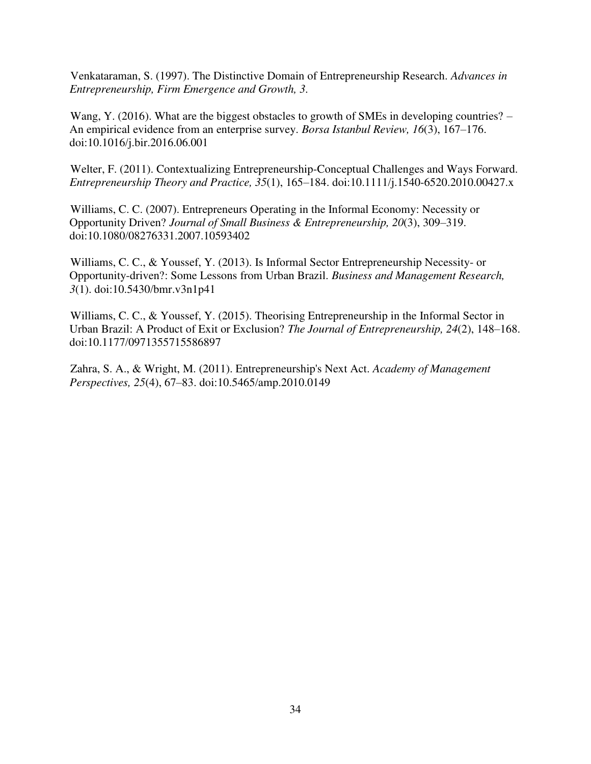Venkataraman, S. (1997). The Distinctive Domain of Entrepreneurship Research. *Advances in Entrepreneurship, Firm Emergence and Growth, 3*.

Wang, Y. (2016). What are the biggest obstacles to growth of SMEs in developing countries? – An empirical evidence from an enterprise survey. *Borsa Istanbul Review, 16*(3), 167–176. doi:10.1016/j.bir.2016.06.001

Welter, F. (2011). Contextualizing Entrepreneurship-Conceptual Challenges and Ways Forward. *Entrepreneurship Theory and Practice, 35*(1), 165–184. doi:10.1111/j.1540-6520.2010.00427.x

Williams, C. C. (2007). Entrepreneurs Operating in the Informal Economy: Necessity or Opportunity Driven? *Journal of Small Business & Entrepreneurship, 20*(3), 309–319. doi:10.1080/08276331.2007.10593402

Williams, C. C., & Youssef, Y. (2013). Is Informal Sector Entrepreneurship Necessity- or Opportunity-driven?: Some Lessons from Urban Brazil. *Business and Management Research, 3*(1). doi:10.5430/bmr.v3n1p41

Williams, C. C., & Youssef, Y. (2015). Theorising Entrepreneurship in the Informal Sector in Urban Brazil: A Product of Exit or Exclusion? *The Journal of Entrepreneurship, 24*(2), 148–168. doi:10.1177/0971355715586897

Zahra, S. A., & Wright, M. (2011). Entrepreneurship's Next Act. *Academy of Management Perspectives, 25*(4), 67–83. doi:10.5465/amp.2010.0149